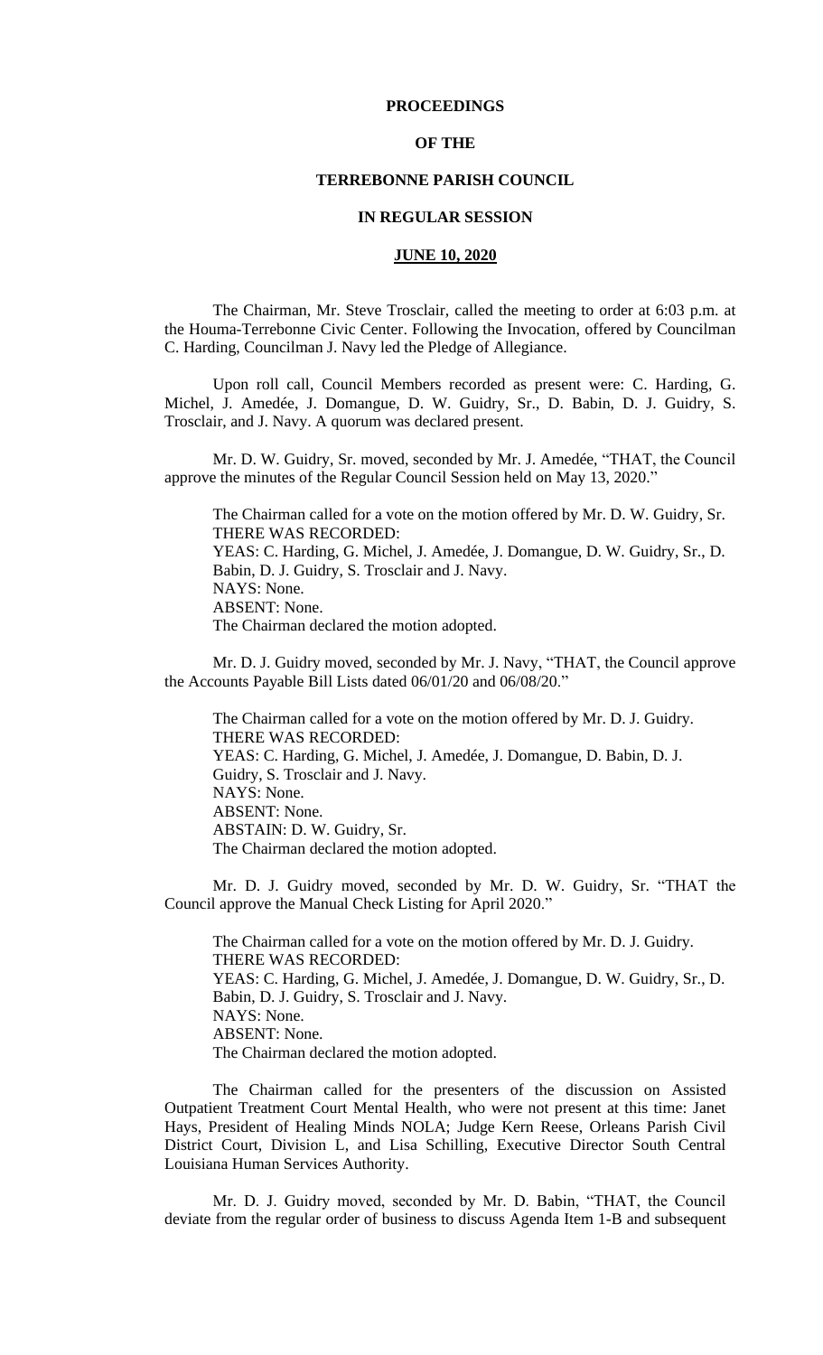**PROCEEDINGS**

**OF THE**

**TERREBONNE PARISH COUNCIL**

**IN REGULAR SESSION**

**JUNE 10, 2020**

The Chairman, Mr. Steve Trosclair, called the meeting to order at 6:03 p.m. at the Houma-Terrebonne Civic Center. Following the Invocation, offered by Councilman C. Harding, Councilman J. Navy led the Pledge of Allegiance.

Upon roll call, Council Members recorded as present were: C. Harding, G. Michel, J. Amedée, J. Domangue, D. W. Guidry, Sr., D. Babin, D. J. Guidry, S. Trosclair, and J. Navy. A quorum was declared present.

Mr. D. W. Guidry, Sr. moved, seconded by Mr. J. Amedée, "THAT, the Council approve the minutes of the Regular Council Session held on May 13, 2020."

The Chairman called for a vote on the motion offered by Mr. D. W. Guidry, Sr.
THERE WAS RECORDED:
YEAS: C. Harding, G. Michel, J. Amedée, J. Domangue, D. W. Guidry, Sr., D. Babin, D. J. Guidry, S. Trosclair and J. Navy.
NAYS: None.
ABSENT: None.
The Chairman declared the motion adopted.

Mr. D. J. Guidry moved, seconded by Mr. J. Navy, "THAT, the Council approve the Accounts Payable Bill Lists dated 06/01/20 and 06/08/20."

The Chairman called for a vote on the motion offered by Mr. D. J. Guidry.
THERE WAS RECORDED:
YEAS: C. Harding, G. Michel, J. Amedée, J. Domangue, D. Babin, D. J. Guidry, S. Trosclair and J. Navy.
NAYS: None.
ABSENT: None.
ABSTAIN: D. W. Guidry, Sr.
The Chairman declared the motion adopted.

Mr. D. J. Guidry moved, seconded by Mr. D. W. Guidry, Sr. "THAT the Council approve the Manual Check Listing for April 2020."

The Chairman called for a vote on the motion offered by Mr. D. J. Guidry.
THERE WAS RECORDED:
YEAS: C. Harding, G. Michel, J. Amedée, J. Domangue, D. W. Guidry, Sr., D. Babin, D. J. Guidry, S. Trosclair and J. Navy.
NAYS: None.
ABSENT: None.
The Chairman declared the motion adopted.

The Chairman called for the presenters of the discussion on Assisted Outpatient Treatment Court Mental Health, who were not present at this time: Janet Hays, President of Healing Minds NOLA; Judge Kern Reese, Orleans Parish Civil District Court, Division L, and Lisa Schilling, Executive Director South Central Louisiana Human Services Authority.

Mr. D. J. Guidry moved, seconded by Mr. D. Babin, "THAT, the Council deviate from the regular order of business to discuss Agenda Item 1-B and subsequent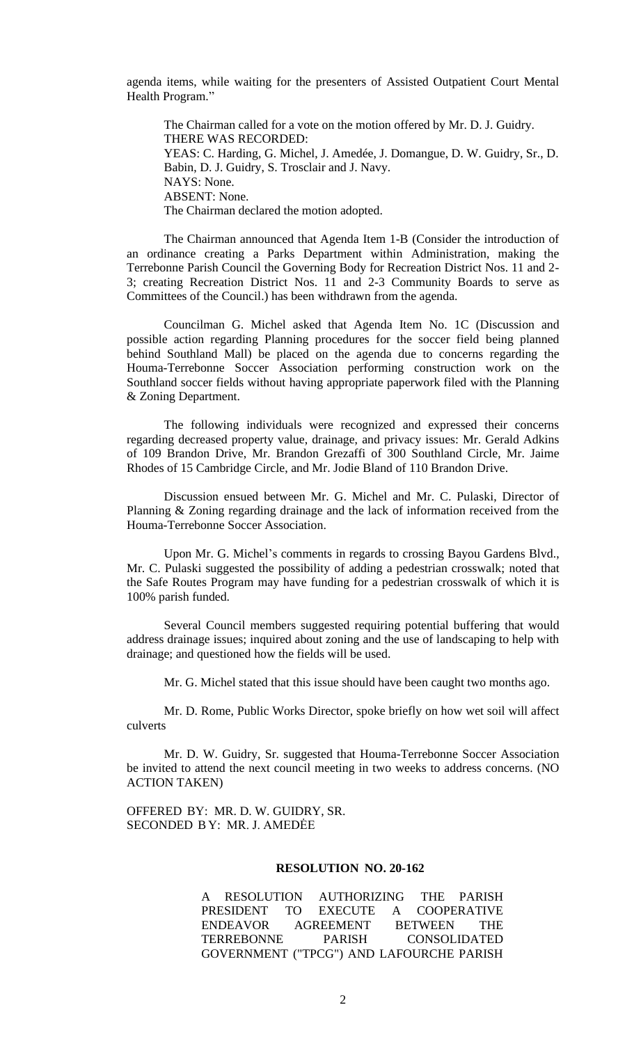agenda items, while waiting for the presenters of Assisted Outpatient Court Mental Health Program."

The Chairman called for a vote on the motion offered by Mr. D. J. Guidry.
THERE WAS RECORDED:
YEAS: C. Harding, G. Michel, J. Amedée, J. Domangue, D. W. Guidry, Sr., D. Babin, D. J. Guidry, S. Trosclair and J. Navy.
NAYS: None.
ABSENT: None.
The Chairman declared the motion adopted.

The Chairman announced that Agenda Item 1-B (Consider the introduction of an ordinance creating a Parks Department within Administration, making the Terrebonne Parish Council the Governing Body for Recreation District Nos. 11 and 2-3; creating Recreation District Nos. 11 and 2-3 Community Boards to serve as Committees of the Council.) has been withdrawn from the agenda.

Councilman G. Michel asked that Agenda Item No. 1C (Discussion and possible action regarding Planning procedures for the soccer field being planned behind Southland Mall) be placed on the agenda due to concerns regarding the Houma-Terrebonne Soccer Association performing construction work on the Southland soccer fields without having appropriate paperwork filed with the Planning & Zoning Department.

The following individuals were recognized and expressed their concerns regarding decreased property value, drainage, and privacy issues: Mr. Gerald Adkins of 109 Brandon Drive, Mr. Brandon Grezaffi of 300 Southland Circle, Mr. Jaime Rhodes of 15 Cambridge Circle, and Mr. Jodie Bland of 110 Brandon Drive.

Discussion ensued between Mr. G. Michel and Mr. C. Pulaski, Director of Planning & Zoning regarding drainage and the lack of information received from the Houma-Terrebonne Soccer Association.

Upon Mr. G. Michel's comments in regards to crossing Bayou Gardens Blvd., Mr. C. Pulaski suggested the possibility of adding a pedestrian crosswalk; noted that the Safe Routes Program may have funding for a pedestrian crosswalk of which it is 100% parish funded.

Several Council members suggested requiring potential buffering that would address drainage issues; inquired about zoning and the use of landscaping to help with drainage; and questioned how the fields will be used.

Mr. G. Michel stated that this issue should have been caught two months ago.

Mr. D. Rome, Public Works Director, spoke briefly on how wet soil will affect culverts

Mr. D. W. Guidry, Sr. suggested that Houma-Terrebonne Soccer Association be invited to attend the next council meeting in two weeks to address concerns. (NO ACTION TAKEN)

OFFERED BY: MR. D. W. GUIDRY, SR.
SECONDED BY: MR. J. AMEDÈE

**RESOLUTION NO. 20-162**

A RESOLUTION AUTHORIZING THE PARISH PRESIDENT TO EXECUTE A COOPERATIVE ENDEAVOR AGREEMENT BETWEEN THE TERREBONNE PARISH CONSOLIDATED GOVERNMENT ("TPCG") AND LAFOURCHE PARISH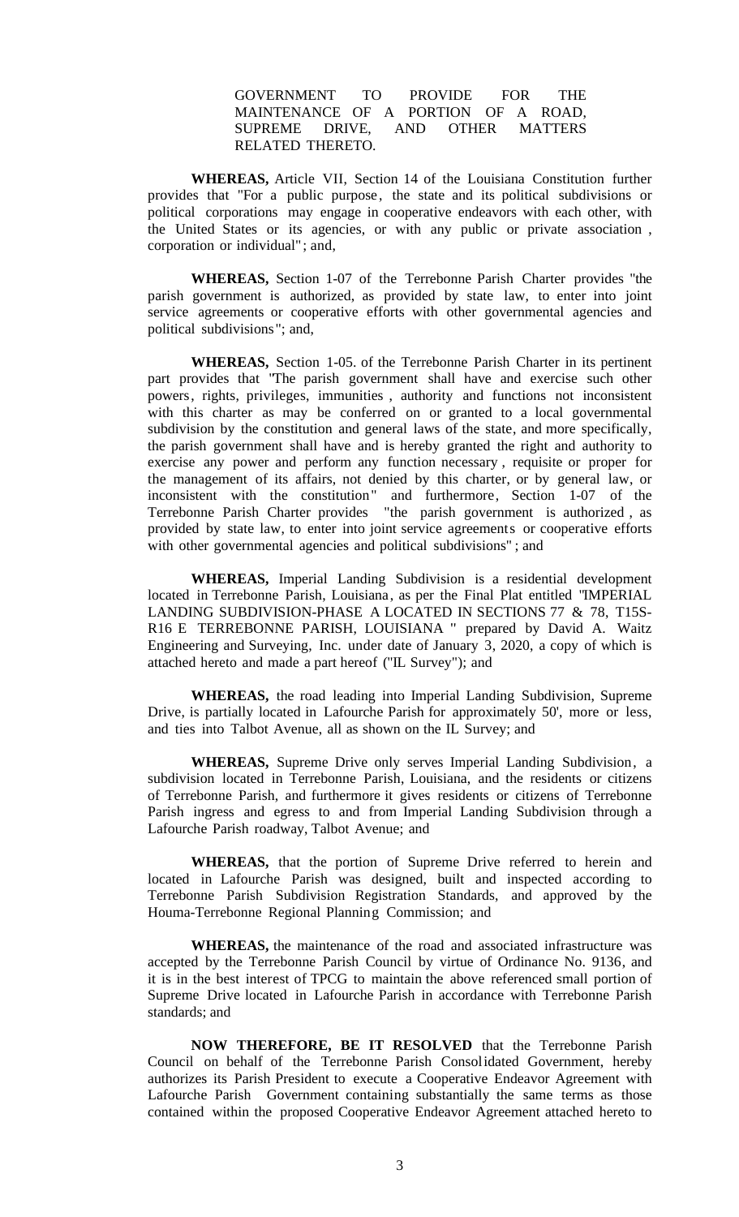GOVERNMENT TO PROVIDE FOR THE MAINTENANCE OF A PORTION OF A ROAD, SUPREME DRIVE, AND OTHER MATTERS RELATED THERETO.

**WHEREAS,** Article VII, Section 14 of the Louisiana Constitution further provides that "For a public purpose, the state and its political subdivisions or political corporations may engage in cooperative endeavors with each other, with the United States or its agencies, or with any public or private association, corporation or individual"; and,

**WHEREAS,** Section 1-07 of the Terrebonne Parish Charter provides "the parish government is authorized, as provided by state law, to enter into joint service agreements or cooperative efforts with other governmental agencies and political subdivisions"; and,

**WHEREAS,** Section 1-05. of the Terrebonne Parish Charter in its pertinent part provides that "The parish government shall have and exercise such other powers, rights, privileges, immunities, authority and functions not inconsistent with this charter as may be conferred on or granted to a local governmental subdivision by the constitution and general laws of the state, and more specifically, the parish government shall have and is hereby granted the right and authority to exercise any power and perform any function necessary, requisite or proper for the management of its affairs, not denied by this charter, or by general law, or inconsistent with the constitution" and furthermore, Section 1-07 of the Terrebonne Parish Charter provides "the parish government is authorized, as provided by state law, to enter into joint service agreements or cooperative efforts with other governmental agencies and political subdivisions"; and

**WHEREAS,** Imperial Landing Subdivision is a residential development located in Terrebonne Parish, Louisiana, as per the Final Plat entitled "IMPERIAL LANDING SUBDIVISION-PHASE A LOCATED IN SECTIONS 77 & 78, T15S-R16 E TERREBONNE PARISH, LOUISIANA " prepared by David A. Waitz Engineering and Surveying, Inc. under date of January 3, 2020, a copy of which is attached hereto and made a part hereof ("IL Survey"); and

**WHEREAS,** the road leading into Imperial Landing Subdivision, Supreme Drive, is partially located in Lafourche Parish for approximately 50', more or less, and ties into Talbot Avenue, all as shown on the IL Survey; and

**WHEREAS,** Supreme Drive only serves Imperial Landing Subdivision, a subdivision located in Terrebonne Parish, Louisiana, and the residents or citizens of Terrebonne Parish, and furthermore it gives residents or citizens of Terrebonne Parish ingress and egress to and from Imperial Landing Subdivision through a Lafourche Parish roadway, Talbot Avenue; and

**WHEREAS,** that the portion of Supreme Drive referred to herein and located in Lafourche Parish was designed, built and inspected according to Terrebonne Parish Subdivision Registration Standards, and approved by the Houma-Terrebonne Regional Planning Commission; and

**WHEREAS,** the maintenance of the road and associated infrastructure was accepted by the Terrebonne Parish Council by virtue of Ordinance No. 9136, and it is in the best interest of TPCG to maintain the above referenced small portion of Supreme Drive located in Lafourche Parish in accordance with Terrebonne Parish standards; and

**NOW THEREFORE, BE IT RESOLVED** that the Terrebonne Parish Council on behalf of the Terrebonne Parish Consolidated Government, hereby authorizes its Parish President to execute a Cooperative Endeavor Agreement with Lafourche Parish Government containing substantially the same terms as those contained within the proposed Cooperative Endeavor Agreement attached hereto to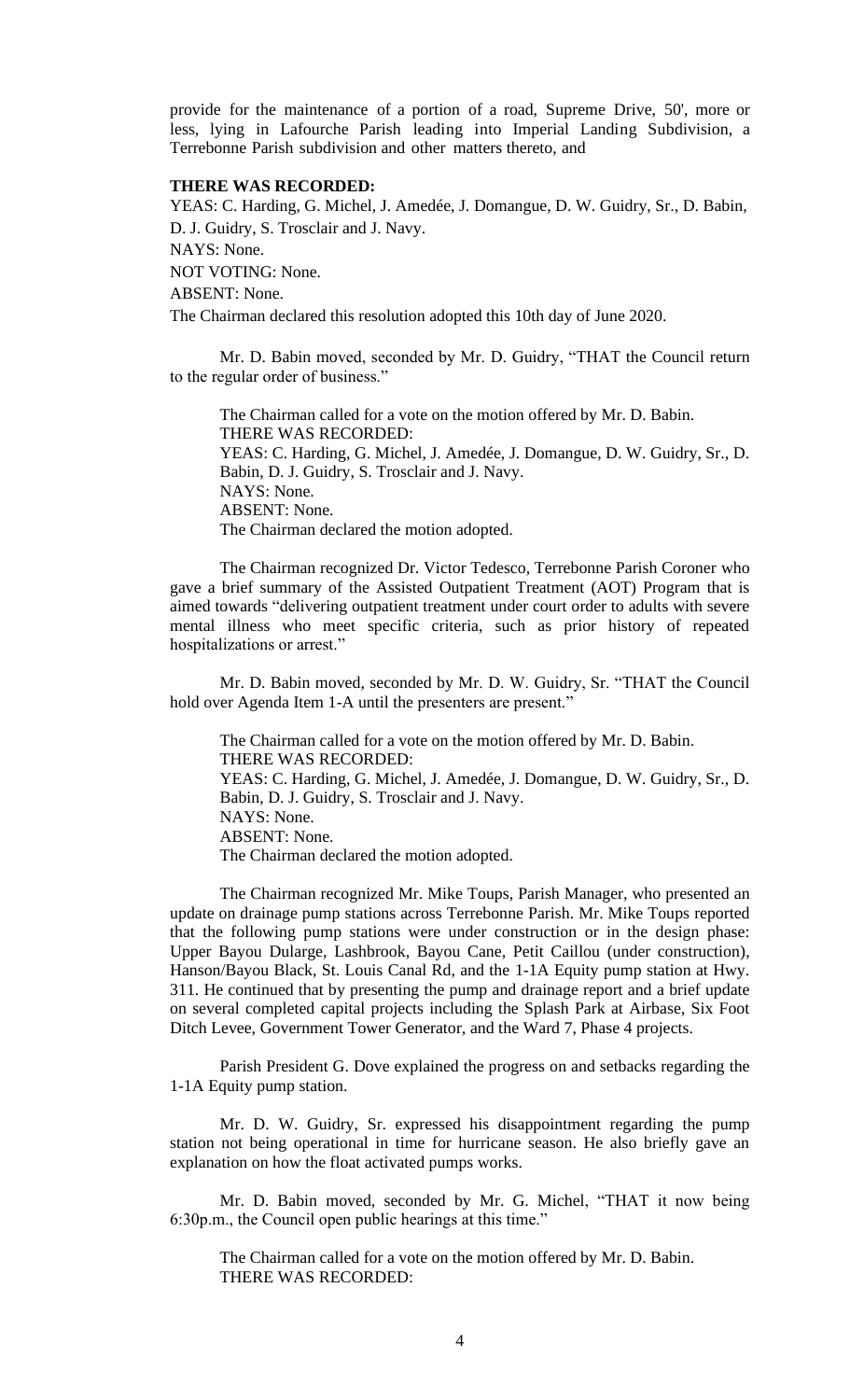provide for the maintenance of a portion of a road, Supreme Drive, 50', more or less, lying in Lafourche Parish leading into Imperial Landing Subdivision, a Terrebonne Parish subdivision and other matters thereto, and

**THERE WAS RECORDED:**

YEAS: C. Harding, G. Michel, J. Amedée, J. Domangue, D. W. Guidry, Sr., D. Babin, D. J. Guidry, S. Trosclair and J. Navy.

NAYS: None.

NOT VOTING: None.

ABSENT: None.

The Chairman declared this resolution adopted this 10th day of June 2020.

Mr. D. Babin moved, seconded by Mr. D. Guidry, "THAT the Council return to the regular order of business."

The Chairman called for a vote on the motion offered by Mr. D. Babin.
THERE WAS RECORDED:
YEAS: C. Harding, G. Michel, J. Amedée, J. Domangue, D. W. Guidry, Sr., D. Babin, D. J. Guidry, S. Trosclair and J. Navy.
NAYS: None.
ABSENT: None.
The Chairman declared the motion adopted.

The Chairman recognized Dr. Victor Tedesco, Terrebonne Parish Coroner who gave a brief summary of the Assisted Outpatient Treatment (AOT) Program that is aimed towards "delivering outpatient treatment under court order to adults with severe mental illness who meet specific criteria, such as prior history of repeated hospitalizations or arrest."

Mr. D. Babin moved, seconded by Mr. D. W. Guidry, Sr. "THAT the Council hold over Agenda Item 1-A until the presenters are present."

The Chairman called for a vote on the motion offered by Mr. D. Babin.
THERE WAS RECORDED:
YEAS: C. Harding, G. Michel, J. Amedée, J. Domangue, D. W. Guidry, Sr., D. Babin, D. J. Guidry, S. Trosclair and J. Navy.
NAYS: None.
ABSENT: None.
The Chairman declared the motion adopted.

The Chairman recognized Mr. Mike Toups, Parish Manager, who presented an update on drainage pump stations across Terrebonne Parish. Mr. Mike Toups reported that the following pump stations were under construction or in the design phase: Upper Bayou Dularge, Lashbrook, Bayou Cane, Petit Caillou (under construction), Hanson/Bayou Black, St. Louis Canal Rd, and the 1-1A Equity pump station at Hwy. 311. He continued that by presenting the pump and drainage report and a brief update on several completed capital projects including the Splash Park at Airbase, Six Foot Ditch Levee, Government Tower Generator, and the Ward 7, Phase 4 projects.

Parish President G. Dove explained the progress on and setbacks regarding the 1-1A Equity pump station.

Mr. D. W. Guidry, Sr. expressed his disappointment regarding the pump station not being operational in time for hurricane season. He also briefly gave an explanation on how the float activated pumps works.

Mr. D. Babin moved, seconded by Mr. G. Michel, "THAT it now being 6:30p.m., the Council open public hearings at this time."

The Chairman called for a vote on the motion offered by Mr. D. Babin.
THERE WAS RECORDED: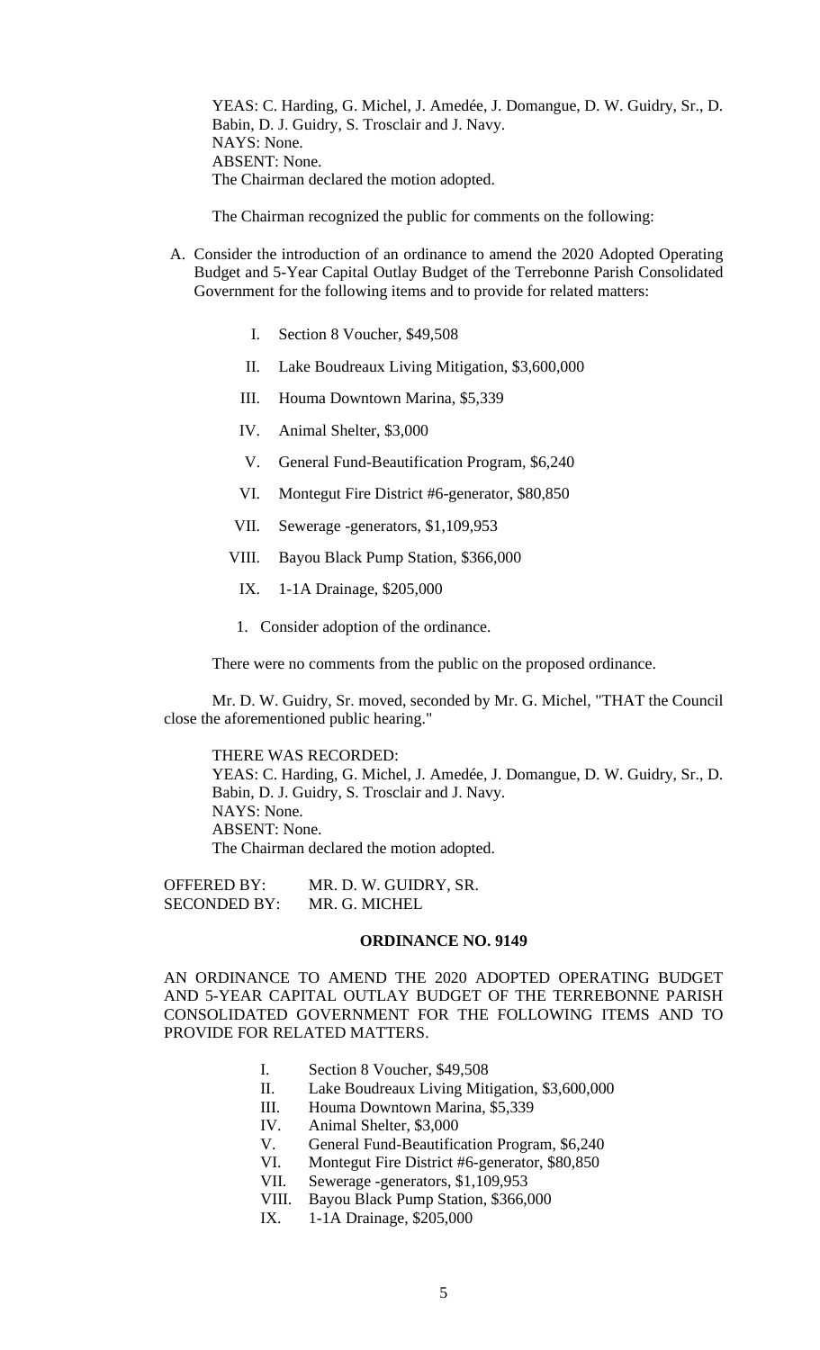YEAS: C. Harding, G. Michel, J. Amedée, J. Domangue, D. W. Guidry, Sr., D. Babin, D. J. Guidry, S. Trosclair and J. Navy.
NAYS: None.
ABSENT: None.
The Chairman declared the motion adopted.

The Chairman recognized the public for comments on the following:

A. Consider the introduction of an ordinance to amend the 2020 Adopted Operating Budget and 5-Year Capital Outlay Budget of the Terrebonne Parish Consolidated Government for the following items and to provide for related matters:

   I. Section 8 Voucher, $49,508

   II. Lake Boudreaux Living Mitigation, $3,600,000

   III. Houma Downtown Marina, $5,339

   IV. Animal Shelter, $3,000

   V. General Fund-Beautification Program, $6,240

   VI. Montegut Fire District #6-generator, $80,850

   VII. Sewerage -generators, $1,109,953

   VIII. Bayou Black Pump Station, $366,000

   IX. 1-1A Drainage, $205,000

   1. Consider adoption of the ordinance.

There were no comments from the public on the proposed ordinance.

Mr. D. W. Guidry, Sr. moved, seconded by Mr. G. Michel, "THAT the Council close the aforementioned public hearing."

THERE WAS RECORDED:
YEAS: C. Harding, G. Michel, J. Amedée, J. Domangue, D. W. Guidry, Sr., D. Babin, D. J. Guidry, S. Trosclair and J. Navy.
NAYS: None.
ABSENT: None.
The Chairman declared the motion adopted.

OFFERED BY: MR. D. W. GUIDRY, SR.
SECONDED BY: MR. G. MICHEL

**ORDINANCE NO. 9149**

AN ORDINANCE TO AMEND THE 2020 ADOPTED OPERATING BUDGET AND 5-YEAR CAPITAL OUTLAY BUDGET OF THE TERREBONNE PARISH CONSOLIDATED GOVERNMENT FOR THE FOLLOWING ITEMS AND TO PROVIDE FOR RELATED MATTERS.

I. Section 8 Voucher, $49,508
II. Lake Boudreaux Living Mitigation, $3,600,000
III. Houma Downtown Marina, $5,339
IV. Animal Shelter, $3,000
V. General Fund-Beautification Program, $6,240
VI. Montegut Fire District #6-generator, $80,850
VII. Sewerage -generators, $1,109,953
VIII. Bayou Black Pump Station, $366,000
IX. 1-1A Drainage, $205,000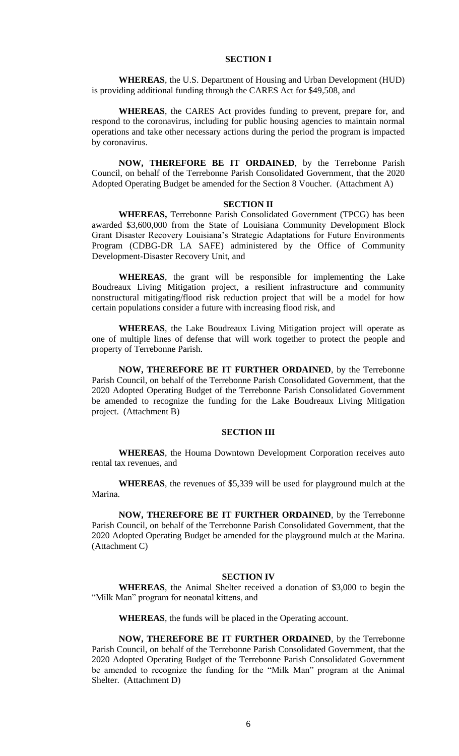## SECTION I

**WHEREAS**, the U.S. Department of Housing and Urban Development (HUD) is providing additional funding through the CARES Act for $49,508, and

**WHEREAS**, the CARES Act provides funding to prevent, prepare for, and respond to the coronavirus, including for public housing agencies to maintain normal operations and take other necessary actions during the period the program is impacted by coronavirus.

**NOW, THEREFORE BE IT ORDAINED**, by the Terrebonne Parish Council, on behalf of the Terrebonne Parish Consolidated Government, that the 2020 Adopted Operating Budget be amended for the Section 8 Voucher. (Attachment A)

## SECTION II

**WHEREAS,** Terrebonne Parish Consolidated Government (TPCG) has been awarded $3,600,000 from the State of Louisiana Community Development Block Grant Disaster Recovery Louisiana's Strategic Adaptations for Future Environments Program (CDBG-DR LA SAFE) administered by the Office of Community Development-Disaster Recovery Unit, and

**WHEREAS**, the grant will be responsible for implementing the Lake Boudreaux Living Mitigation project, a resilient infrastructure and community nonstructural mitigating/flood risk reduction project that will be a model for how certain populations consider a future with increasing flood risk, and

**WHEREAS**, the Lake Boudreaux Living Mitigation project will operate as one of multiple lines of defense that will work together to protect the people and property of Terrebonne Parish.

**NOW, THEREFORE BE IT FURTHER ORDAINED**, by the Terrebonne Parish Council, on behalf of the Terrebonne Parish Consolidated Government, that the 2020 Adopted Operating Budget of the Terrebonne Parish Consolidated Government be amended to recognize the funding for the Lake Boudreaux Living Mitigation project. (Attachment B)

## SECTION III

**WHEREAS**, the Houma Downtown Development Corporation receives auto rental tax revenues, and

**WHEREAS**, the revenues of $5,339 will be used for playground mulch at the Marina.

**NOW, THEREFORE BE IT FURTHER ORDAINED**, by the Terrebonne Parish Council, on behalf of the Terrebonne Parish Consolidated Government, that the 2020 Adopted Operating Budget be amended for the playground mulch at the Marina. (Attachment C)

## SECTION IV

**WHEREAS**, the Animal Shelter received a donation of $3,000 to begin the "Milk Man" program for neonatal kittens, and

**WHEREAS**, the funds will be placed in the Operating account.

**NOW, THEREFORE BE IT FURTHER ORDAINED**, by the Terrebonne Parish Council, on behalf of the Terrebonne Parish Consolidated Government, that the 2020 Adopted Operating Budget of the Terrebonne Parish Consolidated Government be amended to recognize the funding for the "Milk Man" program at the Animal Shelter. (Attachment D)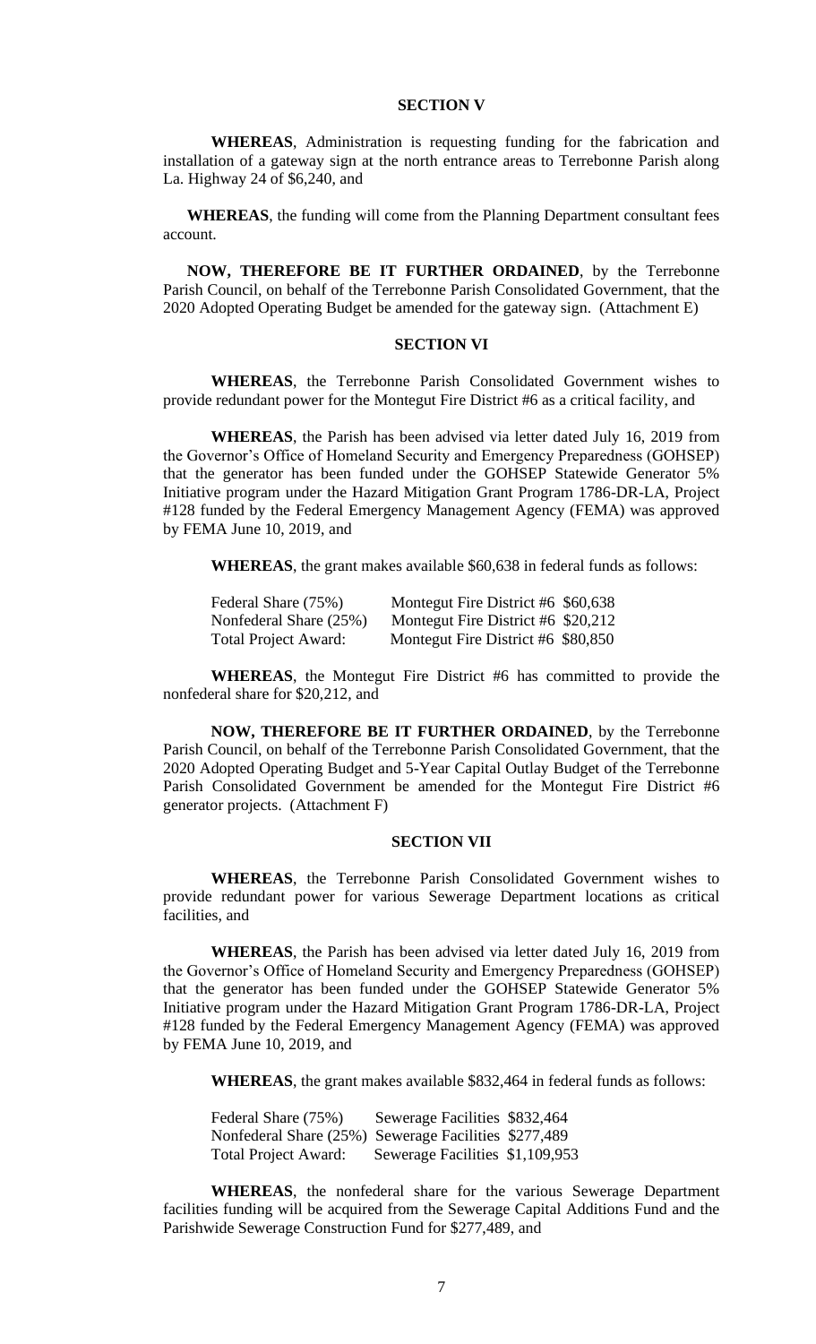## SECTION V

**WHEREAS**, Administration is requesting funding for the fabrication and installation of a gateway sign at the north entrance areas to Terrebonne Parish along La. Highway 24 of $6,240, and

**WHEREAS**, the funding will come from the Planning Department consultant fees account.

**NOW, THEREFORE BE IT FURTHER ORDAINED**, by the Terrebonne Parish Council, on behalf of the Terrebonne Parish Consolidated Government, that the 2020 Adopted Operating Budget be amended for the gateway sign. (Attachment E)

## SECTION VI

**WHEREAS**, the Terrebonne Parish Consolidated Government wishes to provide redundant power for the Montegut Fire District #6 as a critical facility, and

**WHEREAS**, the Parish has been advised via letter dated July 16, 2019 from the Governor's Office of Homeland Security and Emergency Preparedness (GOHSEP) that the generator has been funded under the GOHSEP Statewide Generator 5% Initiative program under the Hazard Mitigation Grant Program 1786-DR-LA, Project #128 funded by the Federal Emergency Management Agency (FEMA) was approved by FEMA June 10, 2019, and

**WHEREAS**, the grant makes available $60,638 in federal funds as follows:

| | | |
|---|---|---|
| Federal Share (75%) | Montegut Fire District #6 | $60,638 |
| Nonfederal Share (25%) | Montegut Fire District #6 | $20,212 |
| Total Project Award: | Montegut Fire District #6 | $80,850 |

**WHEREAS**, the Montegut Fire District #6 has committed to provide the nonfederal share for $20,212, and

**NOW, THEREFORE BE IT FURTHER ORDAINED**, by the Terrebonne Parish Council, on behalf of the Terrebonne Parish Consolidated Government, that the 2020 Adopted Operating Budget and 5-Year Capital Outlay Budget of the Terrebonne Parish Consolidated Government be amended for the Montegut Fire District #6 generator projects. (Attachment F)

## SECTION VII

**WHEREAS**, the Terrebonne Parish Consolidated Government wishes to provide redundant power for various Sewerage Department locations as critical facilities, and

**WHEREAS**, the Parish has been advised via letter dated July 16, 2019 from the Governor's Office of Homeland Security and Emergency Preparedness (GOHSEP) that the generator has been funded under the GOHSEP Statewide Generator 5% Initiative program under the Hazard Mitigation Grant Program 1786-DR-LA, Project #128 funded by the Federal Emergency Management Agency (FEMA) was approved by FEMA June 10, 2019, and

**WHEREAS**, the grant makes available $832,464 in federal funds as follows:

| | | |
|---|---|---|
| Federal Share (75%) | Sewerage Facilities | $832,464 |
| Nonfederal Share (25%) | Sewerage Facilities | $277,489 |
| Total Project Award: | Sewerage Facilities | $1,109,953 |

**WHEREAS**, the nonfederal share for the various Sewerage Department facilities funding will be acquired from the Sewerage Capital Additions Fund and the Parishwide Sewerage Construction Fund for $277,489, and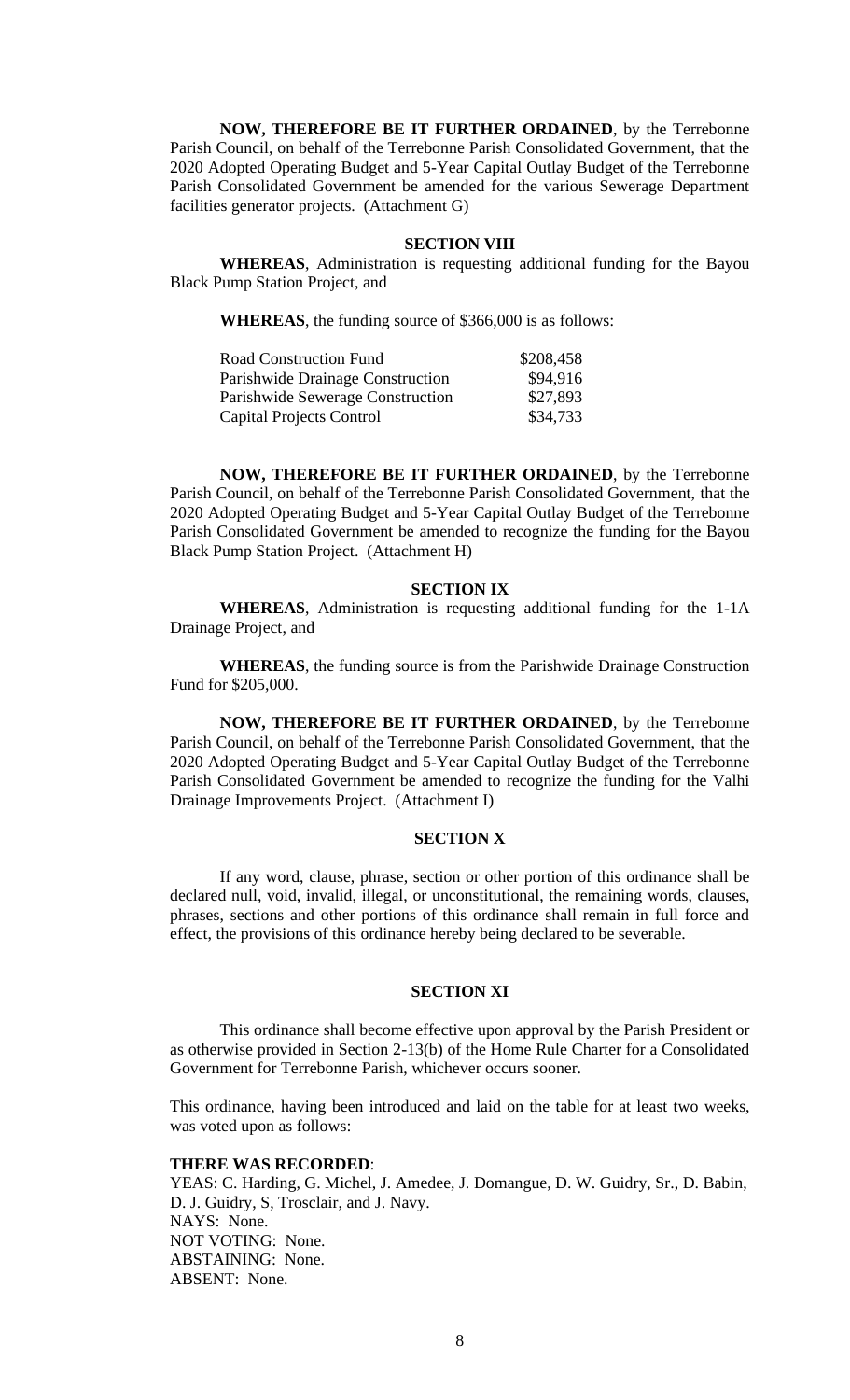**NOW, THEREFORE BE IT FURTHER ORDAINED**, by the Terrebonne Parish Council, on behalf of the Terrebonne Parish Consolidated Government, that the 2020 Adopted Operating Budget and 5-Year Capital Outlay Budget of the Terrebonne Parish Consolidated Government be amended for the various Sewerage Department facilities generator projects. (Attachment G)

**SECTION VIII**

**WHEREAS**, Administration is requesting additional funding for the Bayou Black Pump Station Project, and

**WHEREAS**, the funding source of $366,000 is as follows:

| | |
|---|---|
| Road Construction Fund | $208,458 |
| Parishwide Drainage Construction | $94,916 |
| Parishwide Sewerage Construction | $27,893 |
| Capital Projects Control | $34,733 |

**NOW, THEREFORE BE IT FURTHER ORDAINED**, by the Terrebonne Parish Council, on behalf of the Terrebonne Parish Consolidated Government, that the 2020 Adopted Operating Budget and 5-Year Capital Outlay Budget of the Terrebonne Parish Consolidated Government be amended to recognize the funding for the Bayou Black Pump Station Project. (Attachment H)

**SECTION IX**

**WHEREAS**, Administration is requesting additional funding for the 1-1A Drainage Project, and

**WHEREAS**, the funding source is from the Parishwide Drainage Construction Fund for $205,000.

**NOW, THEREFORE BE IT FURTHER ORDAINED**, by the Terrebonne Parish Council, on behalf of the Terrebonne Parish Consolidated Government, that the 2020 Adopted Operating Budget and 5-Year Capital Outlay Budget of the Terrebonne Parish Consolidated Government be amended to recognize the funding for the Valhi Drainage Improvements Project. (Attachment I)

**SECTION X**

If any word, clause, phrase, section or other portion of this ordinance shall be declared null, void, invalid, illegal, or unconstitutional, the remaining words, clauses, phrases, sections and other portions of this ordinance shall remain in full force and effect, the provisions of this ordinance hereby being declared to be severable.

**SECTION XI**

This ordinance shall become effective upon approval by the Parish President or as otherwise provided in Section 2-13(b) of the Home Rule Charter for a Consolidated Government for Terrebonne Parish, whichever occurs sooner.

This ordinance, having been introduced and laid on the table for at least two weeks, was voted upon as follows:

**THERE WAS RECORDED**:
YEAS: C. Harding, G. Michel, J. Amedee, J. Domangue, D. W. Guidry, Sr., D. Babin, D. J. Guidry, S, Trosclair, and J. Navy.
NAYS: None.
NOT VOTING: None.
ABSTAINING: None.
ABSENT: None.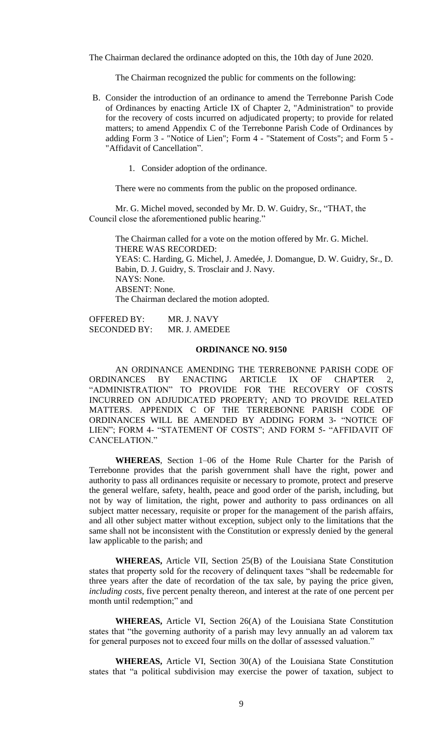The Chairman declared the ordinance adopted on this, the 10th day of June 2020.

The Chairman recognized the public for comments on the following:

B. Consider the introduction of an ordinance to amend the Terrebonne Parish Code of Ordinances by enacting Article IX of Chapter 2, "Administration" to provide for the recovery of costs incurred on adjudicated property; to provide for related matters; to amend Appendix C of the Terrebonne Parish Code of Ordinances by adding Form 3 - "Notice of Lien"; Form 4 - "Statement of Costs"; and Form 5 - "Affidavit of Cancellation".

   1. Consider adoption of the ordinance.

There were no comments from the public on the proposed ordinance.

Mr. G. Michel moved, seconded by Mr. D. W. Guidry, Sr., "THAT, the Council close the aforementioned public hearing."

The Chairman called for a vote on the motion offered by Mr. G. Michel.
THERE WAS RECORDED:
YEAS: C. Harding, G. Michel, J. Amedée, J. Domangue, D. W. Guidry, Sr., D. Babin, D. J. Guidry, S. Trosclair and J. Navy.
NAYS: None.
ABSENT: None.
The Chairman declared the motion adopted.

OFFERED BY: MR. J. NAVY
SECONDED BY: MR. J. AMEDEE

**ORDINANCE NO. 9150**

AN ORDINANCE AMENDING THE TERREBONNE PARISH CODE OF ORDINANCES BY ENACTING ARTICLE IX OF CHAPTER 2, "ADMINISTRATION" TO PROVIDE FOR THE RECOVERY OF COSTS INCURRED ON ADJUDICATED PROPERTY; AND TO PROVIDE RELATED MATTERS. APPENDIX C OF THE TERREBONNE PARISH CODE OF ORDINANCES WILL BE AMENDED BY ADDING FORM 3- "NOTICE OF LIEN"; FORM 4- "STATEMENT OF COSTS"; AND FORM 5- "AFFIDAVIT OF CANCELATION."

**WHEREAS**, Section 1–06 of the Home Rule Charter for the Parish of Terrebonne provides that the parish government shall have the right, power and authority to pass all ordinances requisite or necessary to promote, protect and preserve the general welfare, safety, health, peace and good order of the parish, including, but not by way of limitation, the right, power and authority to pass ordinances on all subject matter necessary, requisite or proper for the management of the parish affairs, and all other subject matter without exception, subject only to the limitations that the same shall not be inconsistent with the Constitution or expressly denied by the general law applicable to the parish; and

**WHEREAS,** Article VII, Section 25(B) of the Louisiana State Constitution states that property sold for the recovery of delinquent taxes "shall be redeemable for three years after the date of recordation of the tax sale, by paying the price given, *including costs*, five percent penalty thereon, and interest at the rate of one percent per month until redemption;" and

**WHEREAS,** Article VI, Section 26(A) of the Louisiana State Constitution states that "the governing authority of a parish may levy annually an ad valorem tax for general purposes not to exceed four mills on the dollar of assessed valuation."

**WHEREAS,** Article VI, Section 30(A) of the Louisiana State Constitution states that "a political subdivision may exercise the power of taxation, subject to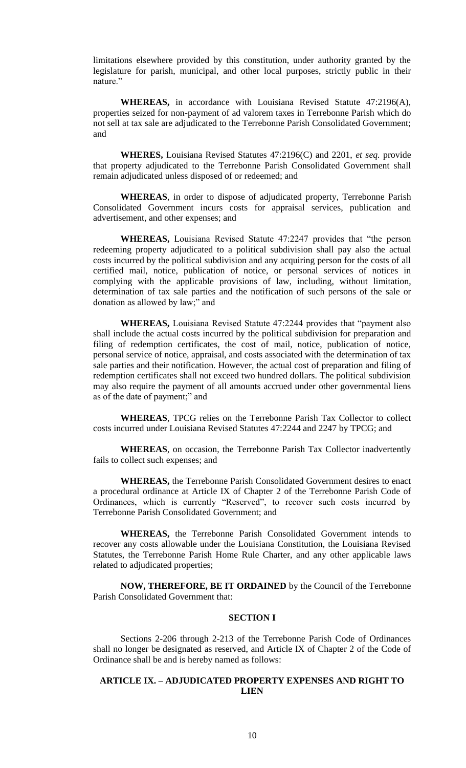limitations elsewhere provided by this constitution, under authority granted by the legislature for parish, municipal, and other local purposes, strictly public in their nature."

**WHEREAS,** in accordance with Louisiana Revised Statute 47:2196(A), properties seized for non-payment of ad valorem taxes in Terrebonne Parish which do not sell at tax sale are adjudicated to the Terrebonne Parish Consolidated Government; and

**WHERES,** Louisiana Revised Statutes 47:2196(C) and 2201, *et seq.* provide that property adjudicated to the Terrebonne Parish Consolidated Government shall remain adjudicated unless disposed of or redeemed; and

**WHEREAS**, in order to dispose of adjudicated property, Terrebonne Parish Consolidated Government incurs costs for appraisal services, publication and advertisement, and other expenses; and

**WHEREAS,** Louisiana Revised Statute 47:2247 provides that "the person redeeming property adjudicated to a political subdivision shall pay also the actual costs incurred by the political subdivision and any acquiring person for the costs of all certified mail, notice, publication of notice, or personal services of notices in complying with the applicable provisions of law, including, without limitation, determination of tax sale parties and the notification of such persons of the sale or donation as allowed by law;" and

**WHEREAS,** Louisiana Revised Statute 47:2244 provides that "payment also shall include the actual costs incurred by the political subdivision for preparation and filing of redemption certificates, the cost of mail, notice, publication of notice, personal service of notice, appraisal, and costs associated with the determination of tax sale parties and their notification. However, the actual cost of preparation and filing of redemption certificates shall not exceed two hundred dollars. The political subdivision may also require the payment of all amounts accrued under other governmental liens as of the date of payment;" and

**WHEREAS**, TPCG relies on the Terrebonne Parish Tax Collector to collect costs incurred under Louisiana Revised Statutes 47:2244 and 2247 by TPCG; and

**WHEREAS**, on occasion, the Terrebonne Parish Tax Collector inadvertently fails to collect such expenses; and

**WHEREAS,** the Terrebonne Parish Consolidated Government desires to enact a procedural ordinance at Article IX of Chapter 2 of the Terrebonne Parish Code of Ordinances, which is currently "Reserved", to recover such costs incurred by Terrebonne Parish Consolidated Government; and

**WHEREAS,** the Terrebonne Parish Consolidated Government intends to recover any costs allowable under the Louisiana Constitution, the Louisiana Revised Statutes, the Terrebonne Parish Home Rule Charter, and any other applicable laws related to adjudicated properties;

**NOW, THEREFORE, BE IT ORDAINED** by the Council of the Terrebonne Parish Consolidated Government that:

**SECTION I**

Sections 2-206 through 2-213 of the Terrebonne Parish Code of Ordinances shall no longer be designated as reserved, and Article IX of Chapter 2 of the Code of Ordinance shall be and is hereby named as follows:

**ARTICLE IX. – ADJUDICATED PROPERTY EXPENSES AND RIGHT TO LIEN**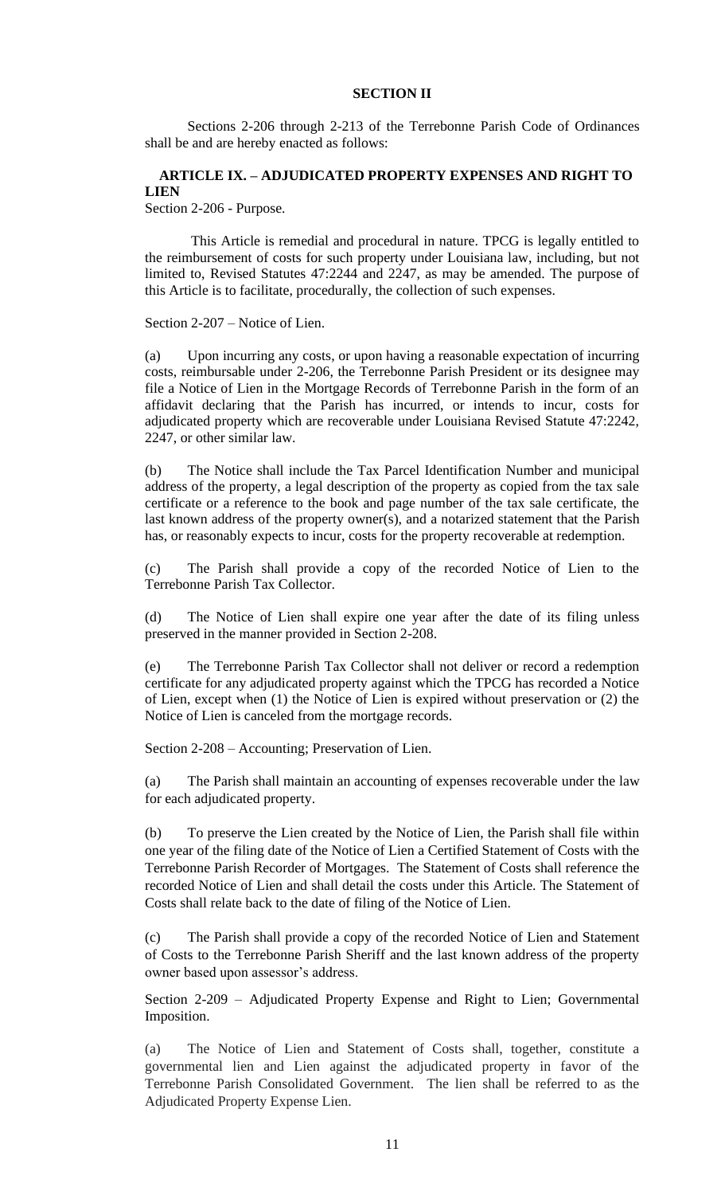## SECTION II

Sections 2-206 through 2-213 of the Terrebonne Parish Code of Ordinances shall be and are hereby enacted as follows:

### ARTICLE IX. – ADJUDICATED PROPERTY EXPENSES AND RIGHT TO LIEN

Section 2-206 - Purpose.

This Article is remedial and procedural in nature. TPCG is legally entitled to the reimbursement of costs for such property under Louisiana law, including, but not limited to, Revised Statutes 47:2244 and 2247, as may be amended. The purpose of this Article is to facilitate, procedurally, the collection of such expenses.

Section 2-207 – Notice of Lien.

(a) Upon incurring any costs, or upon having a reasonable expectation of incurring costs, reimbursable under 2-206, the Terrebonne Parish President or its designee may file a Notice of Lien in the Mortgage Records of Terrebonne Parish in the form of an affidavit declaring that the Parish has incurred, or intends to incur, costs for adjudicated property which are recoverable under Louisiana Revised Statute 47:2242, 2247, or other similar law.

(b) The Notice shall include the Tax Parcel Identification Number and municipal address of the property, a legal description of the property as copied from the tax sale certificate or a reference to the book and page number of the tax sale certificate, the last known address of the property owner(s), and a notarized statement that the Parish has, or reasonably expects to incur, costs for the property recoverable at redemption.

(c) The Parish shall provide a copy of the recorded Notice of Lien to the Terrebonne Parish Tax Collector.

(d) The Notice of Lien shall expire one year after the date of its filing unless preserved in the manner provided in Section 2-208.

(e) The Terrebonne Parish Tax Collector shall not deliver or record a redemption certificate for any adjudicated property against which the TPCG has recorded a Notice of Lien, except when (1) the Notice of Lien is expired without preservation or (2) the Notice of Lien is canceled from the mortgage records.

Section 2-208 – Accounting; Preservation of Lien.

(a) The Parish shall maintain an accounting of expenses recoverable under the law for each adjudicated property.

(b) To preserve the Lien created by the Notice of Lien, the Parish shall file within one year of the filing date of the Notice of Lien a Certified Statement of Costs with the Terrebonne Parish Recorder of Mortgages. The Statement of Costs shall reference the recorded Notice of Lien and shall detail the costs under this Article. The Statement of Costs shall relate back to the date of filing of the Notice of Lien.

(c) The Parish shall provide a copy of the recorded Notice of Lien and Statement of Costs to the Terrebonne Parish Sheriff and the last known address of the property owner based upon assessor's address.

Section 2-209 – Adjudicated Property Expense and Right to Lien; Governmental Imposition.

(a) The Notice of Lien and Statement of Costs shall, together, constitute a governmental lien and Lien against the adjudicated property in favor of the Terrebonne Parish Consolidated Government. The lien shall be referred to as the Adjudicated Property Expense Lien.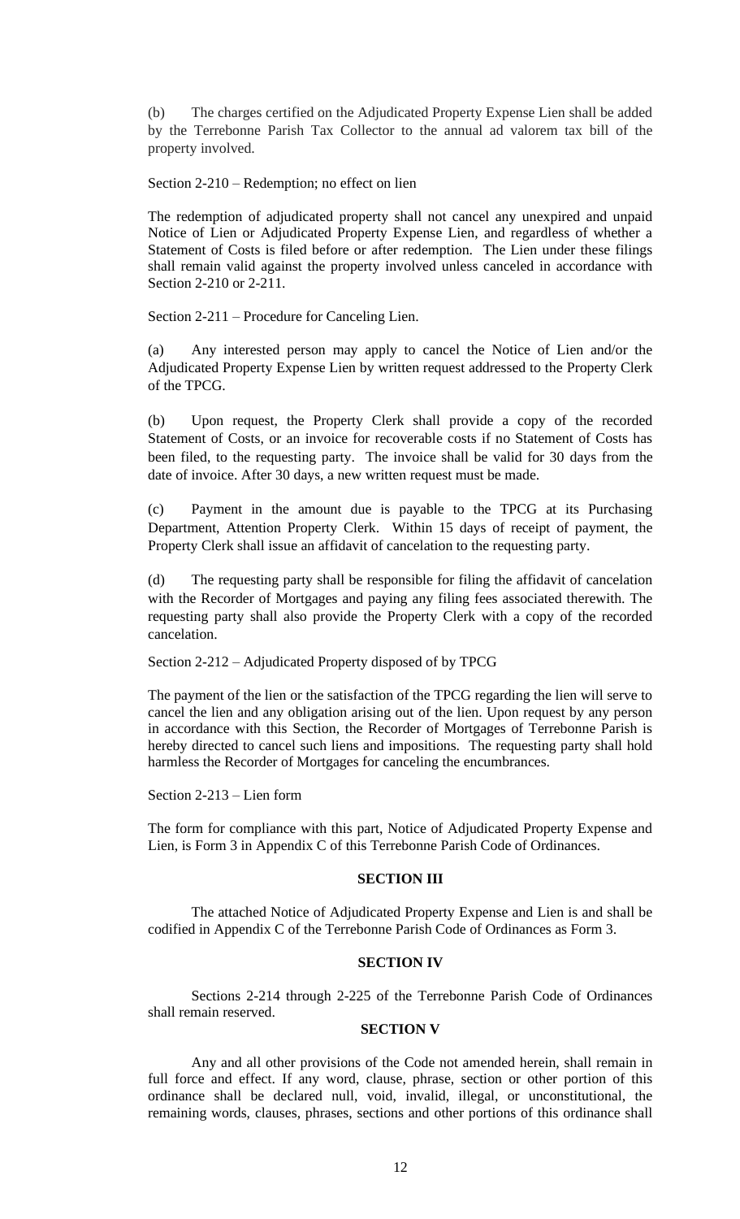(b) The charges certified on the Adjudicated Property Expense Lien shall be added by the Terrebonne Parish Tax Collector to the annual ad valorem tax bill of the property involved.

Section 2-210 – Redemption; no effect on lien

The redemption of adjudicated property shall not cancel any unexpired and unpaid Notice of Lien or Adjudicated Property Expense Lien, and regardless of whether a Statement of Costs is filed before or after redemption. The Lien under these filings shall remain valid against the property involved unless canceled in accordance with Section 2-210 or 2-211.

Section 2-211 – Procedure for Canceling Lien.

(a) Any interested person may apply to cancel the Notice of Lien and/or the Adjudicated Property Expense Lien by written request addressed to the Property Clerk of the TPCG.

(b) Upon request, the Property Clerk shall provide a copy of the recorded Statement of Costs, or an invoice for recoverable costs if no Statement of Costs has been filed, to the requesting party. The invoice shall be valid for 30 days from the date of invoice. After 30 days, a new written request must be made.

(c) Payment in the amount due is payable to the TPCG at its Purchasing Department, Attention Property Clerk. Within 15 days of receipt of payment, the Property Clerk shall issue an affidavit of cancelation to the requesting party.

(d) The requesting party shall be responsible for filing the affidavit of cancelation with the Recorder of Mortgages and paying any filing fees associated therewith. The requesting party shall also provide the Property Clerk with a copy of the recorded cancelation.

Section 2-212 – Adjudicated Property disposed of by TPCG

The payment of the lien or the satisfaction of the TPCG regarding the lien will serve to cancel the lien and any obligation arising out of the lien. Upon request by any person in accordance with this Section, the Recorder of Mortgages of Terrebonne Parish is hereby directed to cancel such liens and impositions. The requesting party shall hold harmless the Recorder of Mortgages for canceling the encumbrances.

Section 2-213 – Lien form

The form for compliance with this part, Notice of Adjudicated Property Expense and Lien, is Form 3 in Appendix C of this Terrebonne Parish Code of Ordinances.

## SECTION III

The attached Notice of Adjudicated Property Expense and Lien is and shall be codified in Appendix C of the Terrebonne Parish Code of Ordinances as Form 3.

## SECTION IV

Sections 2-214 through 2-225 of the Terrebonne Parish Code of Ordinances shall remain reserved.

## SECTION V

Any and all other provisions of the Code not amended herein, shall remain in full force and effect. If any word, clause, phrase, section or other portion of this ordinance shall be declared null, void, invalid, illegal, or unconstitutional, the remaining words, clauses, phrases, sections and other portions of this ordinance shall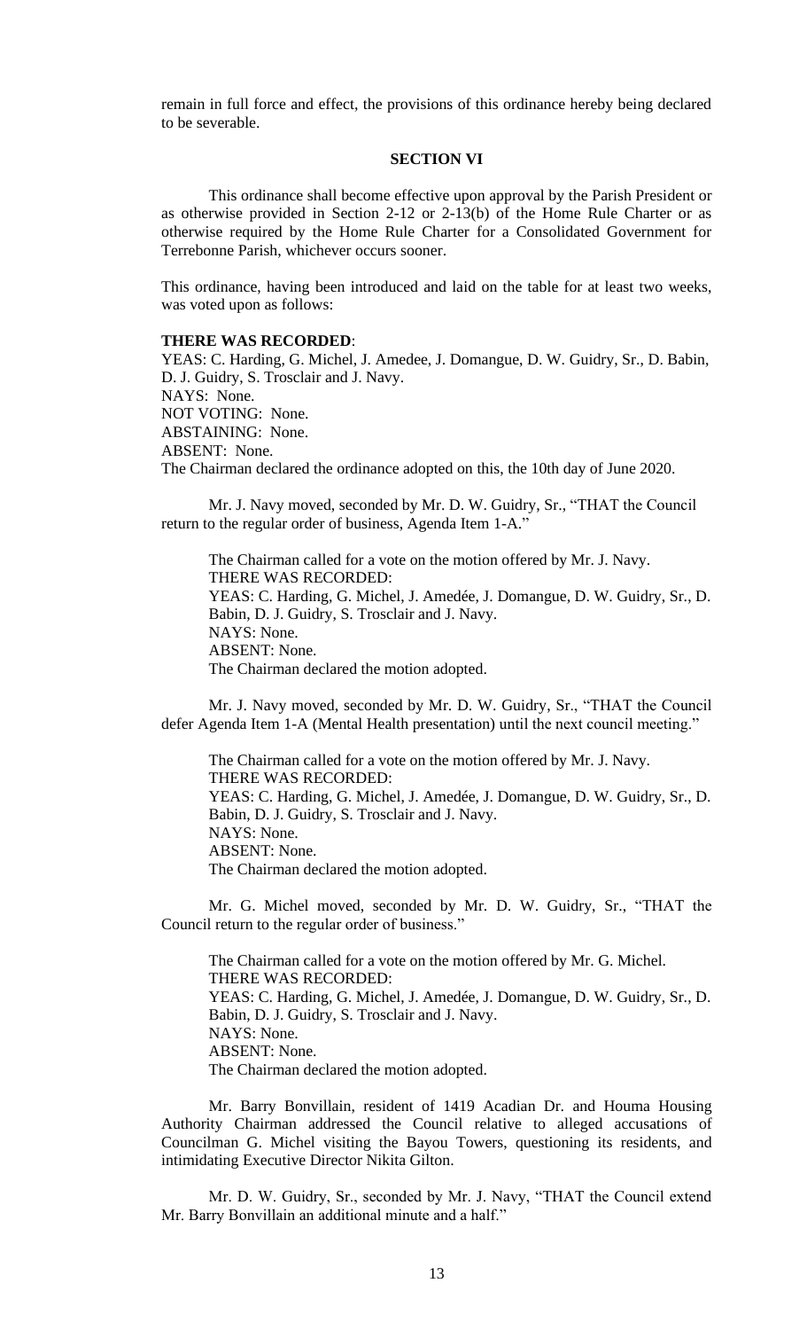remain in full force and effect, the provisions of this ordinance hereby being declared to be severable.

**SECTION VI**

This ordinance shall become effective upon approval by the Parish President or as otherwise provided in Section 2-12 or 2-13(b) of the Home Rule Charter or as otherwise required by the Home Rule Charter for a Consolidated Government for Terrebonne Parish, whichever occurs sooner.

This ordinance, having been introduced and laid on the table for at least two weeks, was voted upon as follows:

**THERE WAS RECORDED**:
YEAS: C. Harding, G. Michel, J. Amedee, J. Domangue, D. W. Guidry, Sr., D. Babin, D. J. Guidry, S. Trosclair and J. Navy.
NAYS: None.
NOT VOTING: None.
ABSTAINING: None.
ABSENT: None.
The Chairman declared the ordinance adopted on this, the 10th day of June 2020.

Mr. J. Navy moved, seconded by Mr. D. W. Guidry, Sr., "THAT the Council return to the regular order of business, Agenda Item 1-A."

The Chairman called for a vote on the motion offered by Mr. J. Navy.
THERE WAS RECORDED:
YEAS: C. Harding, G. Michel, J. Amedée, J. Domangue, D. W. Guidry, Sr., D. Babin, D. J. Guidry, S. Trosclair and J. Navy.
NAYS: None.
ABSENT: None.
The Chairman declared the motion adopted.

Mr. J. Navy moved, seconded by Mr. D. W. Guidry, Sr., "THAT the Council defer Agenda Item 1-A (Mental Health presentation) until the next council meeting."

The Chairman called for a vote on the motion offered by Mr. J. Navy.
THERE WAS RECORDED:
YEAS: C. Harding, G. Michel, J. Amedée, J. Domangue, D. W. Guidry, Sr., D. Babin, D. J. Guidry, S. Trosclair and J. Navy.
NAYS: None.
ABSENT: None.
The Chairman declared the motion adopted.

Mr. G. Michel moved, seconded by Mr. D. W. Guidry, Sr., "THAT the Council return to the regular order of business."

The Chairman called for a vote on the motion offered by Mr. G. Michel.
THERE WAS RECORDED:
YEAS: C. Harding, G. Michel, J. Amedée, J. Domangue, D. W. Guidry, Sr., D. Babin, D. J. Guidry, S. Trosclair and J. Navy.
NAYS: None.
ABSENT: None.
The Chairman declared the motion adopted.

Mr. Barry Bonvillain, resident of 1419 Acadian Dr. and Houma Housing Authority Chairman addressed the Council relative to alleged accusations of Councilman G. Michel visiting the Bayou Towers, questioning its residents, and intimidating Executive Director Nikita Gilton.

Mr. D. W. Guidry, Sr., seconded by Mr. J. Navy, "THAT the Council extend Mr. Barry Bonvillain an additional minute and a half."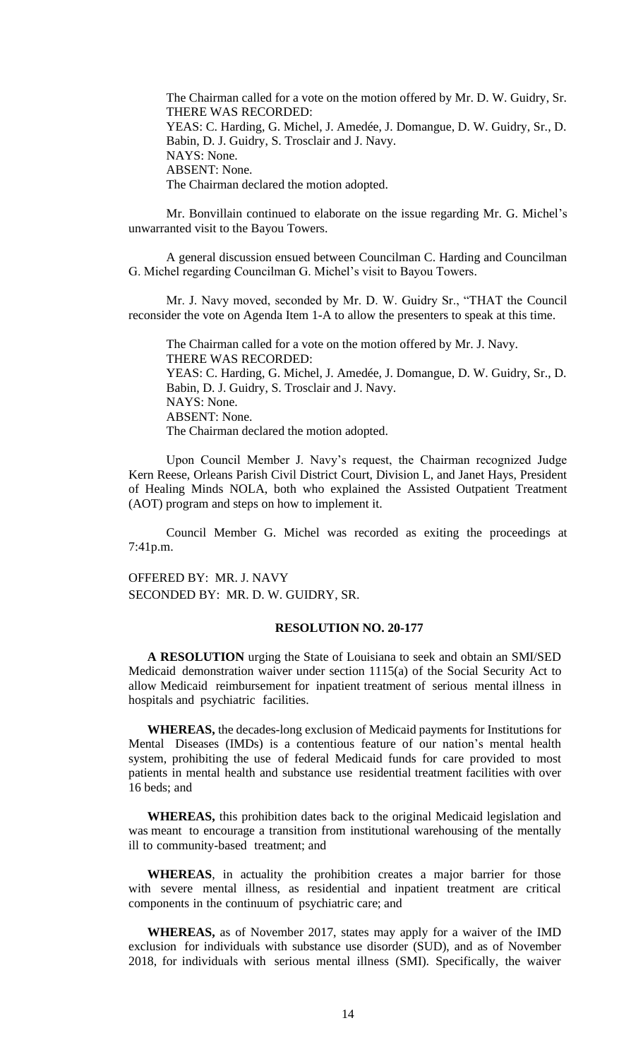The Chairman called for a vote on the motion offered by Mr. D. W. Guidry, Sr.
THERE WAS RECORDED:
YEAS: C. Harding, G. Michel, J. Amedée, J. Domangue, D. W. Guidry, Sr., D. Babin, D. J. Guidry, S. Trosclair and J. Navy.
NAYS: None.
ABSENT: None.
The Chairman declared the motion adopted.

Mr. Bonvillain continued to elaborate on the issue regarding Mr. G. Michel's unwarranted visit to the Bayou Towers.

A general discussion ensued between Councilman C. Harding and Councilman G. Michel regarding Councilman G. Michel's visit to Bayou Towers.

Mr. J. Navy moved, seconded by Mr. D. W. Guidry Sr., "THAT the Council reconsider the vote on Agenda Item 1-A to allow the presenters to speak at this time.

The Chairman called for a vote on the motion offered by Mr. J. Navy.
THERE WAS RECORDED:
YEAS: C. Harding, G. Michel, J. Amedée, J. Domangue, D. W. Guidry, Sr., D. Babin, D. J. Guidry, S. Trosclair and J. Navy.
NAYS: None.
ABSENT: None.
The Chairman declared the motion adopted.

Upon Council Member J. Navy's request, the Chairman recognized Judge Kern Reese, Orleans Parish Civil District Court, Division L, and Janet Hays, President of Healing Minds NOLA, both who explained the Assisted Outpatient Treatment (AOT) program and steps on how to implement it.

Council Member G. Michel was recorded as exiting the proceedings at 7:41p.m.

OFFERED BY: MR. J. NAVY
SECONDED BY: MR. D. W. GUIDRY, SR.

**RESOLUTION NO. 20-177**

**A RESOLUTION** urging the State of Louisiana to seek and obtain an SMI/SED Medicaid demonstration waiver under section 1115(a) of the Social Security Act to allow Medicaid reimbursement for inpatient treatment of serious mental illness in hospitals and psychiatric facilities.

**WHEREAS,** the decades-long exclusion of Medicaid payments for Institutions for Mental Diseases (IMDs) is a contentious feature of our nation's mental health system, prohibiting the use of federal Medicaid funds for care provided to most patients in mental health and substance use residential treatment facilities with over 16 beds; and

**WHEREAS,** this prohibition dates back to the original Medicaid legislation and was meant to encourage a transition from institutional warehousing of the mentally ill to community-based treatment; and

**WHEREAS**, in actuality the prohibition creates a major barrier for those with severe mental illness, as residential and inpatient treatment are critical components in the continuum of psychiatric care; and

**WHEREAS,** as of November 2017, states may apply for a waiver of the IMD exclusion for individuals with substance use disorder (SUD), and as of November 2018, for individuals with serious mental illness (SMI). Specifically, the waiver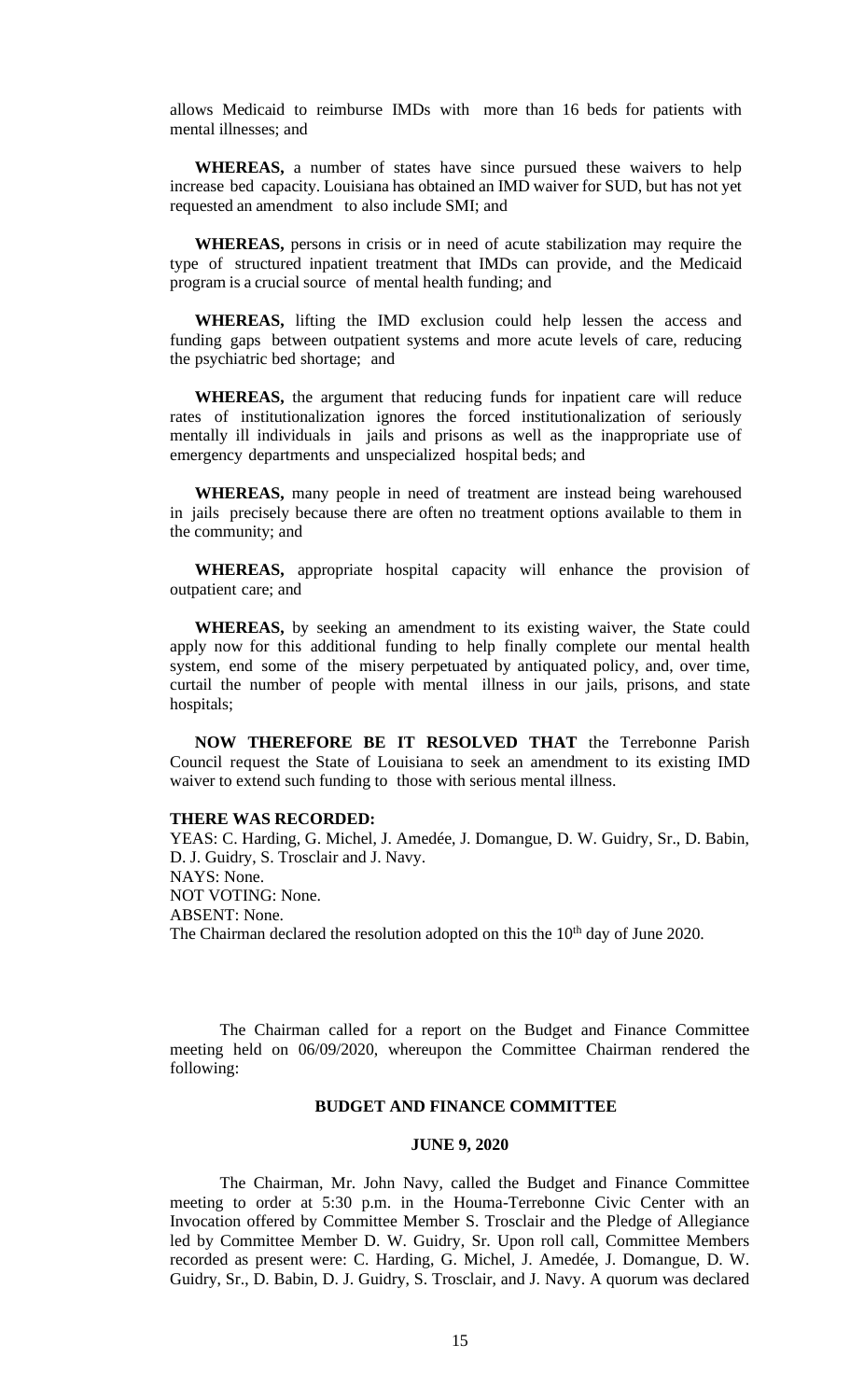allows Medicaid to reimburse IMDs with more than 16 beds for patients with mental illnesses; and

**WHEREAS,** a number of states have since pursued these waivers to help increase bed capacity. Louisiana has obtained an IMD waiver for SUD, but has not yet requested an amendment to also include SMI; and

**WHEREAS,** persons in crisis or in need of acute stabilization may require the type of structured inpatient treatment that IMDs can provide, and the Medicaid program is a crucial source of mental health funding; and

**WHEREAS,** lifting the IMD exclusion could help lessen the access and funding gaps between outpatient systems and more acute levels of care, reducing the psychiatric bed shortage; and

**WHEREAS,** the argument that reducing funds for inpatient care will reduce rates of institutionalization ignores the forced institutionalization of seriously mentally ill individuals in jails and prisons as well as the inappropriate use of emergency departments and unspecialized hospital beds; and

**WHEREAS,** many people in need of treatment are instead being warehoused in jails precisely because there are often no treatment options available to them in the community; and

**WHEREAS,** appropriate hospital capacity will enhance the provision of outpatient care; and

**WHEREAS,** by seeking an amendment to its existing waiver, the State could apply now for this additional funding to help finally complete our mental health system, end some of the misery perpetuated by antiquated policy, and, over time, curtail the number of people with mental illness in our jails, prisons, and state hospitals;

**NOW THEREFORE BE IT RESOLVED THAT** the Terrebonne Parish Council request the State of Louisiana to seek an amendment to its existing IMD waiver to extend such funding to those with serious mental illness.

**THERE WAS RECORDED:**
YEAS: C. Harding, G. Michel, J. Amedée, J. Domangue, D. W. Guidry, Sr., D. Babin, D. J. Guidry, S. Trosclair and J. Navy.
NAYS: None.
NOT VOTING: None.
ABSENT: None.
The Chairman declared the resolution adopted on this the 10th day of June 2020.

The Chairman called for a report on the Budget and Finance Committee meeting held on 06/09/2020, whereupon the Committee Chairman rendered the following:

**BUDGET AND FINANCE COMMITTEE**

**JUNE 9, 2020**

The Chairman, Mr. John Navy, called the Budget and Finance Committee meeting to order at 5:30 p.m. in the Houma-Terrebonne Civic Center with an Invocation offered by Committee Member S. Trosclair and the Pledge of Allegiance led by Committee Member D. W. Guidry, Sr. Upon roll call, Committee Members recorded as present were: C. Harding, G. Michel, J. Amedée, J. Domangue, D. W. Guidry, Sr., D. Babin, D. J. Guidry, S. Trosclair, and J. Navy. A quorum was declared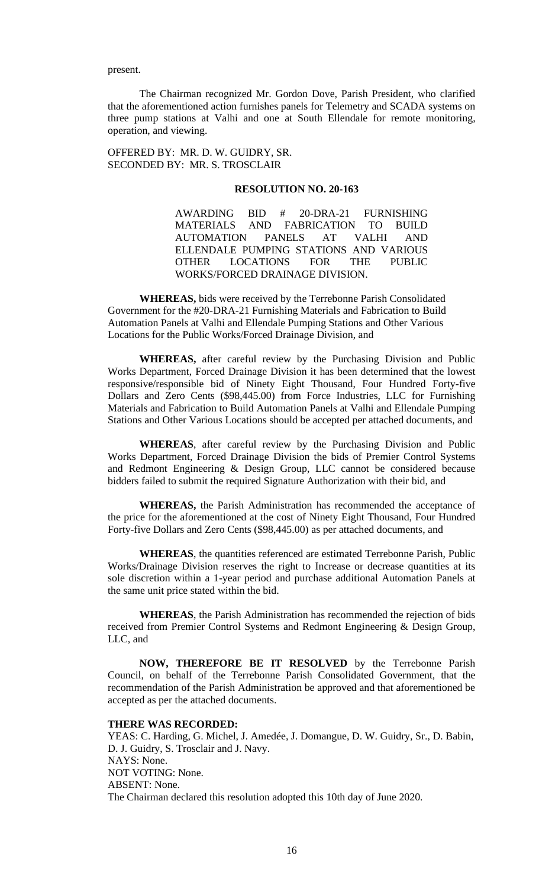present.

The Chairman recognized Mr. Gordon Dove, Parish President, who clarified that the aforementioned action furnishes panels for Telemetry and SCADA systems on three pump stations at Valhi and one at South Ellendale for remote monitoring, operation, and viewing.

OFFERED BY: MR. D. W. GUIDRY, SR.
SECONDED BY: MR. S. TROSCLAIR

**RESOLUTION NO. 20-163**

AWARDING BID # 20-DRA-21 FURNISHING MATERIALS AND FABRICATION TO BUILD AUTOMATION PANELS AT VALHI AND ELLENDALE PUMPING STATIONS AND VARIOUS OTHER LOCATIONS FOR THE PUBLIC WORKS/FORCED DRAINAGE DIVISION.

**WHEREAS,** bids were received by the Terrebonne Parish Consolidated Government for the #20-DRA-21 Furnishing Materials and Fabrication to Build Automation Panels at Valhi and Ellendale Pumping Stations and Other Various Locations for the Public Works/Forced Drainage Division, and

**WHEREAS,** after careful review by the Purchasing Division and Public Works Department, Forced Drainage Division it has been determined that the lowest responsive/responsible bid of Ninety Eight Thousand, Four Hundred Forty-five Dollars and Zero Cents ($98,445.00) from Force Industries, LLC for Furnishing Materials and Fabrication to Build Automation Panels at Valhi and Ellendale Pumping Stations and Other Various Locations should be accepted per attached documents, and

**WHEREAS**, after careful review by the Purchasing Division and Public Works Department, Forced Drainage Division the bids of Premier Control Systems and Redmont Engineering & Design Group, LLC cannot be considered because bidders failed to submit the required Signature Authorization with their bid, and

**WHEREAS,** the Parish Administration has recommended the acceptance of the price for the aforementioned at the cost of Ninety Eight Thousand, Four Hundred Forty-five Dollars and Zero Cents ($98,445.00) as per attached documents, and

**WHEREAS**, the quantities referenced are estimated Terrebonne Parish, Public Works/Drainage Division reserves the right to Increase or decrease quantities at its sole discretion within a 1-year period and purchase additional Automation Panels at the same unit price stated within the bid.

**WHEREAS**, the Parish Administration has recommended the rejection of bids received from Premier Control Systems and Redmont Engineering & Design Group, LLC, and

**NOW, THEREFORE BE IT RESOLVED** by the Terrebonne Parish Council, on behalf of the Terrebonne Parish Consolidated Government, that the recommendation of the Parish Administration be approved and that aforementioned be accepted as per the attached documents.

**THERE WAS RECORDED:**
YEAS: C. Harding, G. Michel, J. Amedée, J. Domangue, D. W. Guidry, Sr., D. Babin, D. J. Guidry, S. Trosclair and J. Navy.
NAYS: None.
NOT VOTING: None.
ABSENT: None.
The Chairman declared this resolution adopted this 10th day of June 2020.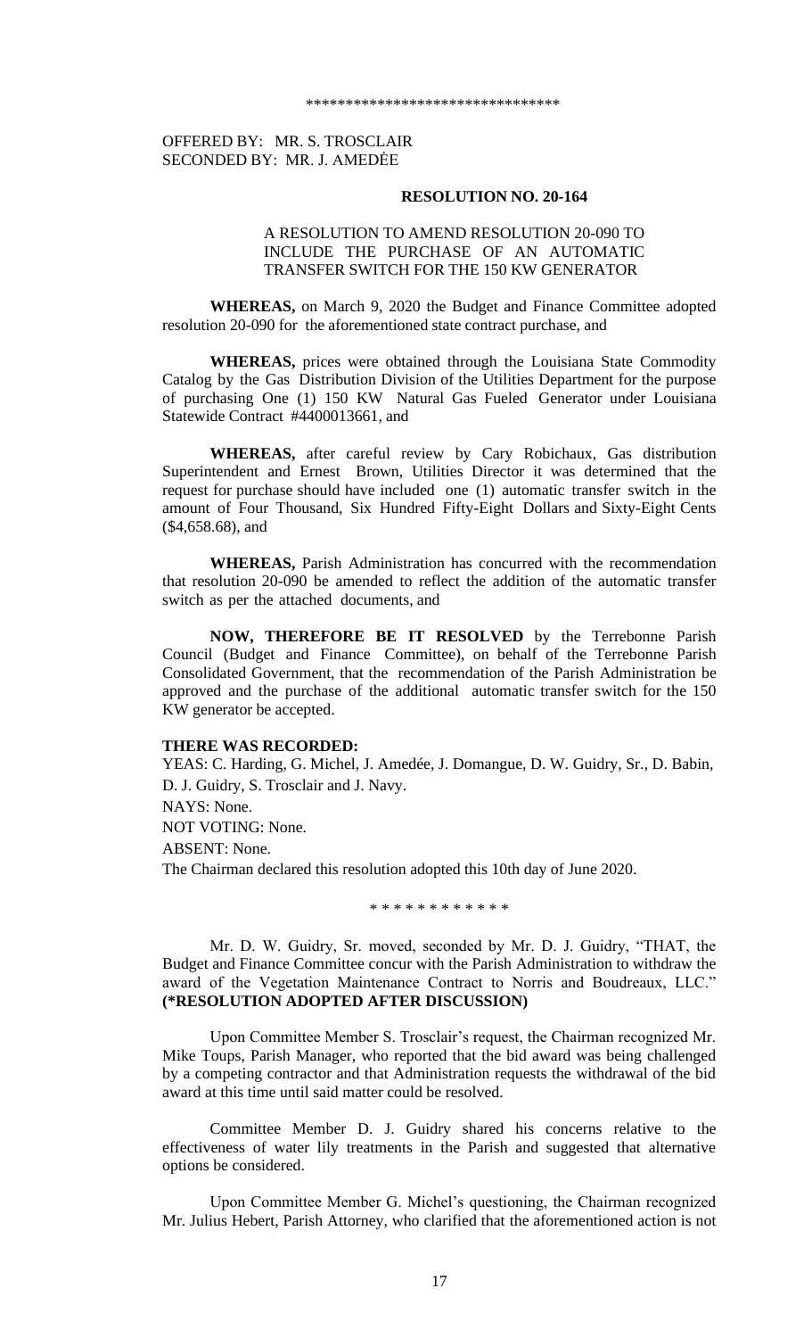\*\*\*\*\*\*\*\*\*\*\*\*\*\*\*\*\*\*\*\*\*\*\*\*\*\*\*\*\*\*\*\*

OFFERED BY: MR. S. TROSCLAIR
SECONDED BY: MR. J. AMEDĖE

**RESOLUTION NO. 20-164**

A RESOLUTION TO AMEND RESOLUTION 20-090 TO INCLUDE THE PURCHASE OF AN AUTOMATIC TRANSFER SWITCH FOR THE 150 KW GENERATOR

**WHEREAS,** on March 9, 2020 the Budget and Finance Committee adopted resolution 20-090 for the aforementioned state contract purchase, and

**WHEREAS,** prices were obtained through the Louisiana State Commodity Catalog by the Gas Distribution Division of the Utilities Department for the purpose of purchasing One (1) 150 KW Natural Gas Fueled Generator under Louisiana Statewide Contract #4400013661, and

**WHEREAS,** after careful review by Cary Robichaux, Gas distribution Superintendent and Ernest Brown, Utilities Director it was determined that the request for purchase should have included one (1) automatic transfer switch in the amount of Four Thousand, Six Hundred Fifty-Eight Dollars and Sixty-Eight Cents ($4,658.68), and

**WHEREAS,** Parish Administration has concurred with the recommendation that resolution 20-090 be amended to reflect the addition of the automatic transfer switch as per the attached documents, and

**NOW, THEREFORE BE IT RESOLVED** by the Terrebonne Parish Council (Budget and Finance Committee), on behalf of the Terrebonne Parish Consolidated Government, that the recommendation of the Parish Administration be approved and the purchase of the additional automatic transfer switch for the 150 KW generator be accepted.

**THERE WAS RECORDED:**

YEAS: C. Harding, G. Michel, J. Amedée, J. Domangue, D. W. Guidry, Sr., D. Babin, D. J. Guidry, S. Trosclair and J. Navy.

NAYS: None.

NOT VOTING: None.

ABSENT: None.

The Chairman declared this resolution adopted this 10th day of June 2020.

\* \* \* \* \* \* \* \* \* \* \* \*

Mr. D. W. Guidry, Sr. moved, seconded by Mr. D. J. Guidry, "THAT, the Budget and Finance Committee concur with the Parish Administration to withdraw the award of the Vegetation Maintenance Contract to Norris and Boudreaux, LLC." **(\*RESOLUTION ADOPTED AFTER DISCUSSION)**

Upon Committee Member S. Trosclair's request, the Chairman recognized Mr. Mike Toups, Parish Manager, who reported that the bid award was being challenged by a competing contractor and that Administration requests the withdrawal of the bid award at this time until said matter could be resolved.

Committee Member D. J. Guidry shared his concerns relative to the effectiveness of water lily treatments in the Parish and suggested that alternative options be considered.

Upon Committee Member G. Michel's questioning, the Chairman recognized Mr. Julius Hebert, Parish Attorney, who clarified that the aforementioned action is not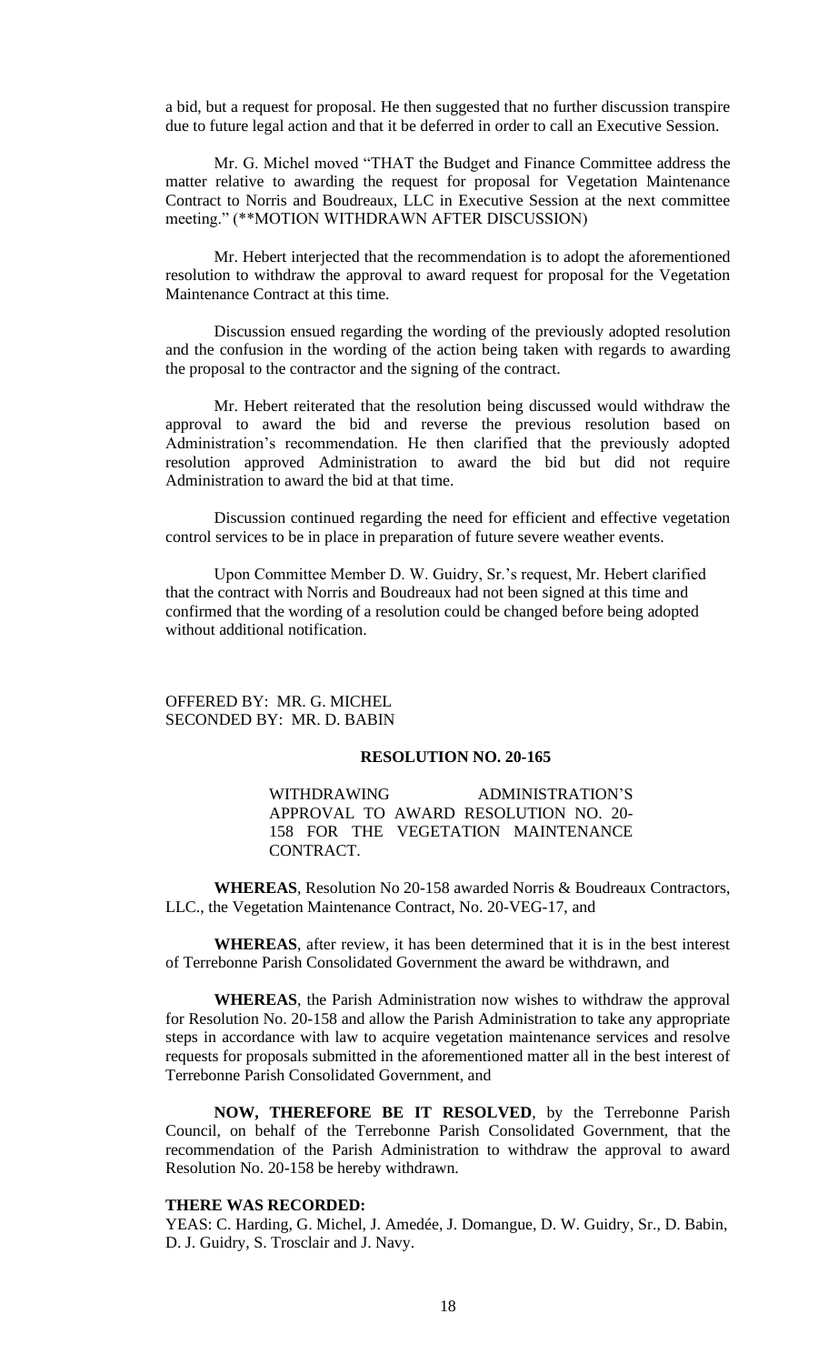a bid, but a request for proposal. He then suggested that no further discussion transpire due to future legal action and that it be deferred in order to call an Executive Session.

Mr. G. Michel moved "THAT the Budget and Finance Committee address the matter relative to awarding the request for proposal for Vegetation Maintenance Contract to Norris and Boudreaux, LLC in Executive Session at the next committee meeting." (**MOTION WITHDRAWN AFTER DISCUSSION)

Mr. Hebert interjected that the recommendation is to adopt the aforementioned resolution to withdraw the approval to award request for proposal for the Vegetation Maintenance Contract at this time.

Discussion ensued regarding the wording of the previously adopted resolution and the confusion in the wording of the action being taken with regards to awarding the proposal to the contractor and the signing of the contract.

Mr. Hebert reiterated that the resolution being discussed would withdraw the approval to award the bid and reverse the previous resolution based on Administration's recommendation. He then clarified that the previously adopted resolution approved Administration to award the bid but did not require Administration to award the bid at that time.

Discussion continued regarding the need for efficient and effective vegetation control services to be in place in preparation of future severe weather events.

Upon Committee Member D. W. Guidry, Sr.'s request, Mr. Hebert clarified that the contract with Norris and Boudreaux had not been signed at this time and confirmed that the wording of a resolution could be changed before being adopted without additional notification.

OFFERED BY: MR. G. MICHEL
SECONDED BY: MR. D. BABIN

**RESOLUTION NO. 20-165**

WITHDRAWING ADMINISTRATION'S APPROVAL TO AWARD RESOLUTION NO. 20-158 FOR THE VEGETATION MAINTENANCE CONTRACT.

**WHEREAS**, Resolution No 20-158 awarded Norris & Boudreaux Contractors, LLC., the Vegetation Maintenance Contract, No. 20-VEG-17, and

**WHEREAS**, after review, it has been determined that it is in the best interest of Terrebonne Parish Consolidated Government the award be withdrawn, and

**WHEREAS**, the Parish Administration now wishes to withdraw the approval for Resolution No. 20-158 and allow the Parish Administration to take any appropriate steps in accordance with law to acquire vegetation maintenance services and resolve requests for proposals submitted in the aforementioned matter all in the best interest of Terrebonne Parish Consolidated Government, and

**NOW, THEREFORE BE IT RESOLVED**, by the Terrebonne Parish Council, on behalf of the Terrebonne Parish Consolidated Government, that the recommendation of the Parish Administration to withdraw the approval to award Resolution No. 20-158 be hereby withdrawn.

**THERE WAS RECORDED:**

YEAS: C. Harding, G. Michel, J. Amedée, J. Domangue, D. W. Guidry, Sr., D. Babin, D. J. Guidry, S. Trosclair and J. Navy.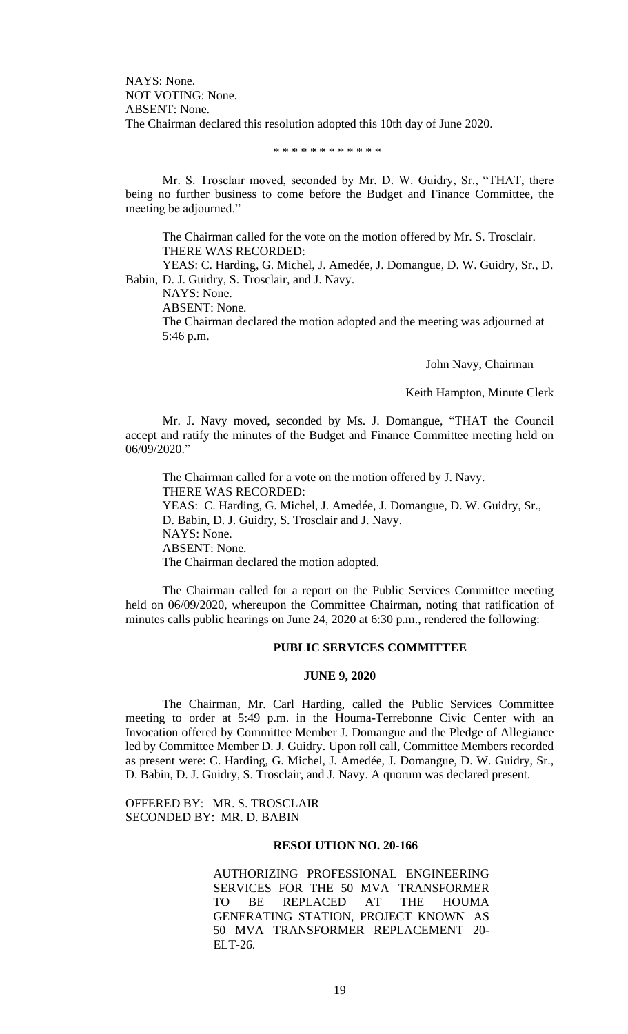NAYS: None.
NOT VOTING: None.
ABSENT: None.
The Chairman declared this resolution adopted this 10th day of June 2020.

\* \* \* \* \* \* \* \* \* \* \* \*

Mr. S. Trosclair moved, seconded by Mr. D. W. Guidry, Sr., "THAT, there being no further business to come before the Budget and Finance Committee, the meeting be adjourned."

The Chairman called for the vote on the motion offered by Mr. S. Trosclair.
THERE WAS RECORDED:
YEAS: C. Harding, G. Michel, J. Amedée, J. Domangue, D. W. Guidry, Sr., D. Babin, D. J. Guidry, S. Trosclair, and J. Navy.
NAYS: None.
ABSENT: None.
The Chairman declared the motion adopted and the meeting was adjourned at 5:46 p.m.

John Navy, Chairman

Keith Hampton, Minute Clerk

Mr. J. Navy moved, seconded by Ms. J. Domangue, "THAT the Council accept and ratify the minutes of the Budget and Finance Committee meeting held on 06/09/2020."

The Chairman called for a vote on the motion offered by J. Navy.
THERE WAS RECORDED:
YEAS: C. Harding, G. Michel, J. Amedée, J. Domangue, D. W. Guidry, Sr., D. Babin, D. J. Guidry, S. Trosclair and J. Navy.
NAYS: None.
ABSENT: None.
The Chairman declared the motion adopted.

The Chairman called for a report on the Public Services Committee meeting held on 06/09/2020, whereupon the Committee Chairman, noting that ratification of minutes calls public hearings on June 24, 2020 at 6:30 p.m., rendered the following:

**PUBLIC SERVICES COMMITTEE**

**JUNE 9, 2020**

The Chairman, Mr. Carl Harding, called the Public Services Committee meeting to order at 5:49 p.m. in the Houma-Terrebonne Civic Center with an Invocation offered by Committee Member J. Domangue and the Pledge of Allegiance led by Committee Member D. J. Guidry. Upon roll call, Committee Members recorded as present were: C. Harding, G. Michel, J. Amedée, J. Domangue, D. W. Guidry, Sr., D. Babin, D. J. Guidry, S. Trosclair, and J. Navy. A quorum was declared present.

OFFERED BY: MR. S. TROSCLAIR
SECONDED BY: MR. D. BABIN

**RESOLUTION NO. 20-166**

AUTHORIZING PROFESSIONAL ENGINEERING SERVICES FOR THE 50 MVA TRANSFORMER TO BE REPLACED AT THE HOUMA GENERATING STATION, PROJECT KNOWN AS 50 MVA TRANSFORMER REPLACEMENT 20-ELT-26.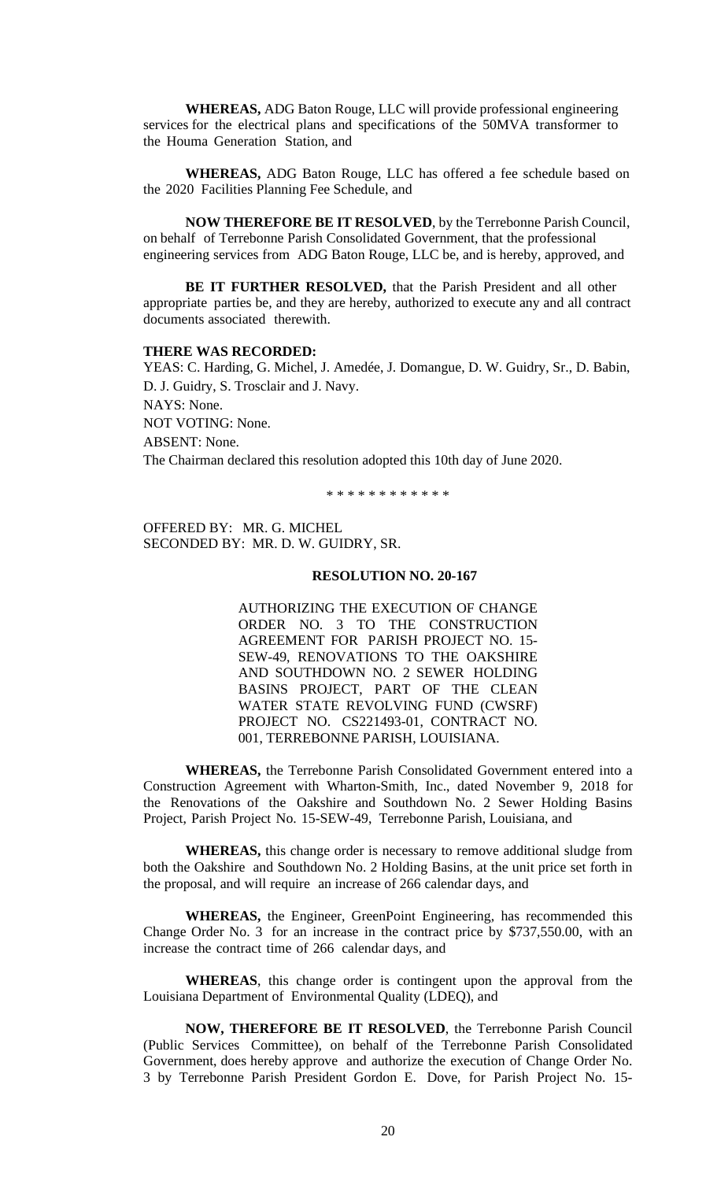**WHEREAS,** ADG Baton Rouge, LLC will provide professional engineering services for the electrical plans and specifications of the 50MVA transformer to the Houma Generation Station, and

**WHEREAS,** ADG Baton Rouge, LLC has offered a fee schedule based on the 2020 Facilities Planning Fee Schedule, and

**NOW THEREFORE BE IT RESOLVED**, by the Terrebonne Parish Council, on behalf of Terrebonne Parish Consolidated Government, that the professional engineering services from ADG Baton Rouge, LLC be, and is hereby, approved, and

**BE IT FURTHER RESOLVED,** that the Parish President and all other appropriate parties be, and they are hereby, authorized to execute any and all contract documents associated therewith.

**THERE WAS RECORDED:**

YEAS: C. Harding, G. Michel, J. Amedée, J. Domangue, D. W. Guidry, Sr., D. Babin, D. J. Guidry, S. Trosclair and J. Navy.

NAYS: None.

NOT VOTING: None.

ABSENT: None.

The Chairman declared this resolution adopted this 10th day of June 2020.

\* \* \* \* \* \* \* \* \* \* \* \*

OFFERED BY: MR. G. MICHEL

SECONDED BY: MR. D. W. GUIDRY, SR.

**RESOLUTION NO. 20-167**

AUTHORIZING THE EXECUTION OF CHANGE ORDER NO. 3 TO THE CONSTRUCTION AGREEMENT FOR PARISH PROJECT NO. 15-SEW-49, RENOVATIONS TO THE OAKSHIRE AND SOUTHDOWN NO. 2 SEWER HOLDING BASINS PROJECT, PART OF THE CLEAN WATER STATE REVOLVING FUND (CWSRF) PROJECT NO. CS221493-01, CONTRACT NO. 001, TERREBONNE PARISH, LOUISIANA.

**WHEREAS,** the Terrebonne Parish Consolidated Government entered into a Construction Agreement with Wharton-Smith, Inc., dated November 9, 2018 for the Renovations of the Oakshire and Southdown No. 2 Sewer Holding Basins Project, Parish Project No. 15-SEW-49, Terrebonne Parish, Louisiana, and

**WHEREAS,** this change order is necessary to remove additional sludge from both the Oakshire and Southdown No. 2 Holding Basins, at the unit price set forth in the proposal, and will require an increase of 266 calendar days, and

**WHEREAS,** the Engineer, GreenPoint Engineering, has recommended this Change Order No. 3 for an increase in the contract price by $737,550.00, with an increase the contract time of 266 calendar days, and

**WHEREAS**, this change order is contingent upon the approval from the Louisiana Department of Environmental Quality (LDEQ), and

**NOW, THEREFORE BE IT RESOLVED**, the Terrebonne Parish Council (Public Services Committee), on behalf of the Terrebonne Parish Consolidated Government, does hereby approve and authorize the execution of Change Order No. 3 by Terrebonne Parish President Gordon E. Dove, for Parish Project No. 15-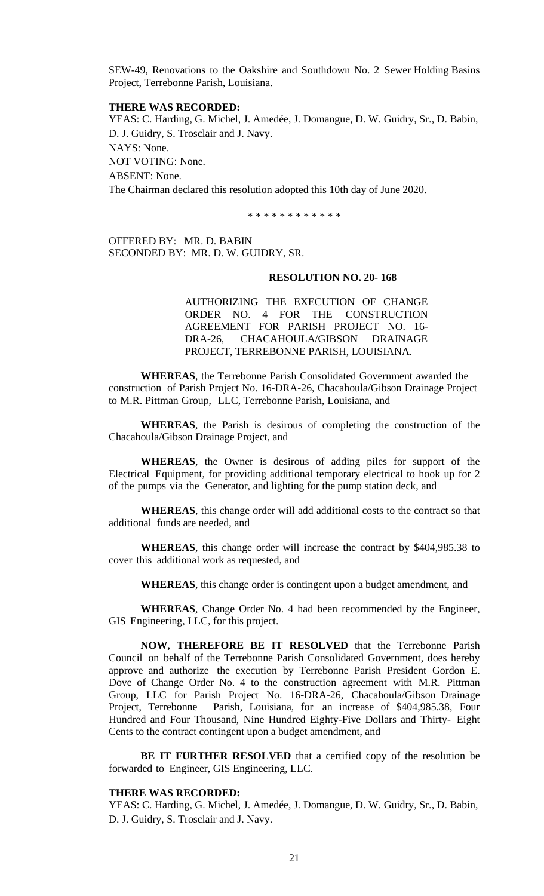SEW-49, Renovations to the Oakshire and Southdown No. 2 Sewer Holding Basins Project, Terrebonne Parish, Louisiana.

**THERE WAS RECORDED:**
YEAS: C. Harding, G. Michel, J. Amedée, J. Domangue, D. W. Guidry, Sr., D. Babin, D. J. Guidry, S. Trosclair and J. Navy.
NAYS: None.
NOT VOTING: None.
ABSENT: None.
The Chairman declared this resolution adopted this 10th day of June 2020.

\* \* \* \* \* \* \* \* \* \* \* \*

OFFERED BY: MR. D. BABIN
SECONDED BY: MR. D. W. GUIDRY, SR.

**RESOLUTION NO. 20- 168**

AUTHORIZING THE EXECUTION OF CHANGE ORDER NO. 4 FOR THE CONSTRUCTION AGREEMENT FOR PARISH PROJECT NO. 16-DRA-26, CHACAHOULA/GIBSON DRAINAGE PROJECT, TERREBONNE PARISH, LOUISIANA.

**WHEREAS**, the Terrebonne Parish Consolidated Government awarded the construction of Parish Project No. 16-DRA-26, Chacahoula/Gibson Drainage Project to M.R. Pittman Group, LLC, Terrebonne Parish, Louisiana, and

**WHEREAS**, the Parish is desirous of completing the construction of the Chacahoula/Gibson Drainage Project, and

**WHEREAS**, the Owner is desirous of adding piles for support of the Electrical Equipment, for providing additional temporary electrical to hook up for 2 of the pumps via the Generator, and lighting for the pump station deck, and

**WHEREAS**, this change order will add additional costs to the contract so that additional funds are needed, and

**WHEREAS**, this change order will increase the contract by $404,985.38 to cover this additional work as requested, and

**WHEREAS**, this change order is contingent upon a budget amendment, and

**WHEREAS**, Change Order No. 4 had been recommended by the Engineer, GIS Engineering, LLC, for this project.

**NOW, THEREFORE BE IT RESOLVED** that the Terrebonne Parish Council on behalf of the Terrebonne Parish Consolidated Government, does hereby approve and authorize the execution by Terrebonne Parish President Gordon E. Dove of Change Order No. 4 to the construction agreement with M.R. Pittman Group, LLC for Parish Project No. 16-DRA-26, Chacahoula/Gibson Drainage Project, Terrebonne Parish, Louisiana, for an increase of $404,985.38, Four Hundred and Four Thousand, Nine Hundred Eighty-Five Dollars and Thirty- Eight Cents to the contract contingent upon a budget amendment, and

**BE IT FURTHER RESOLVED** that a certified copy of the resolution be forwarded to Engineer, GIS Engineering, LLC.

**THERE WAS RECORDED:**
YEAS: C. Harding, G. Michel, J. Amedée, J. Domangue, D. W. Guidry, Sr., D. Babin, D. J. Guidry, S. Trosclair and J. Navy.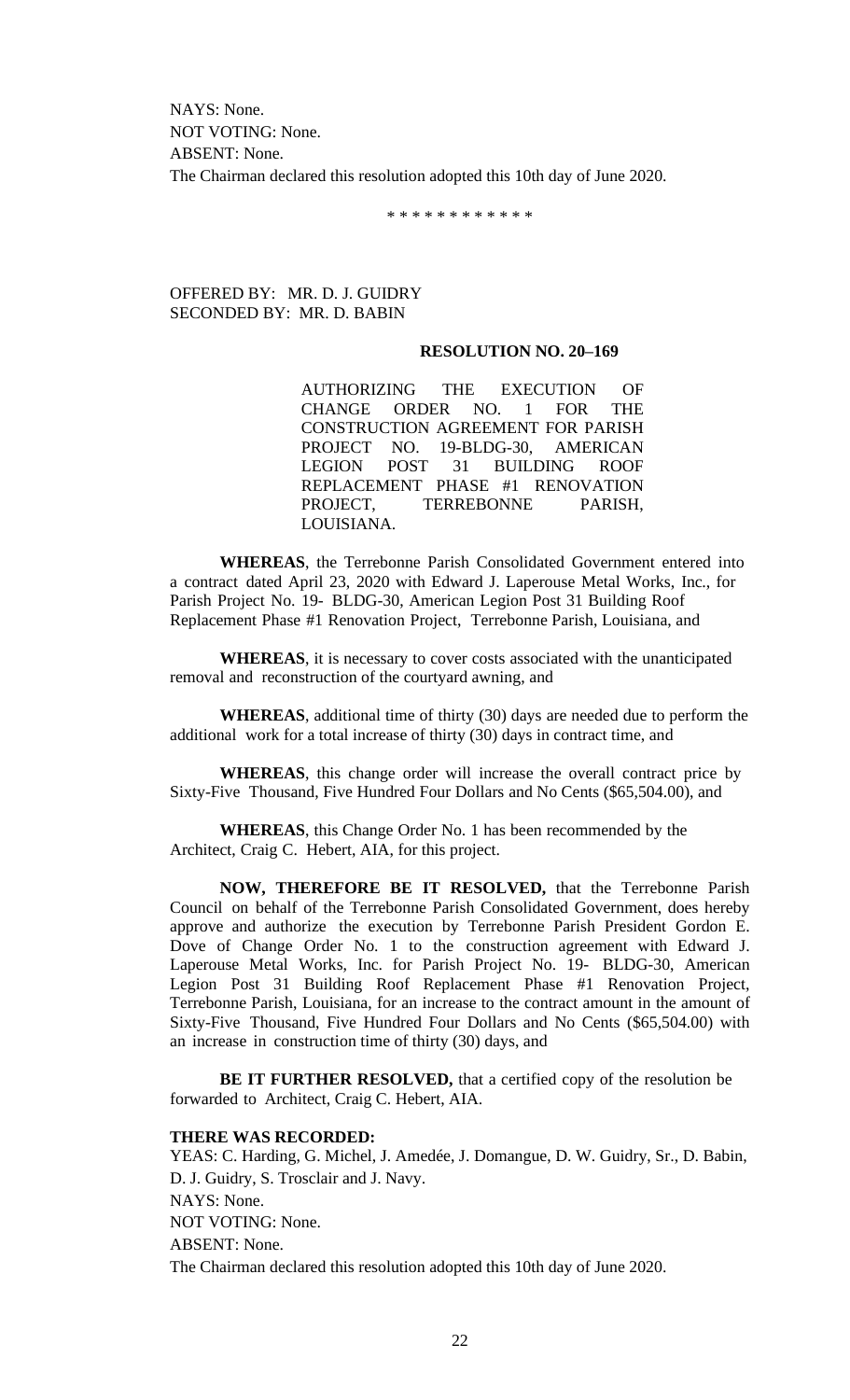NAYS: None.
NOT VOTING: None.
ABSENT: None.
The Chairman declared this resolution adopted this 10th day of June 2020.

\* \* \* \* \* \* \* \* \* \* \* \*

OFFERED BY: MR. D. J. GUIDRY
SECONDED BY: MR. D. BABIN

**RESOLUTION NO. 20–169**

AUTHORIZING THE EXECUTION OF CHANGE ORDER NO. 1 FOR THE CONSTRUCTION AGREEMENT FOR PARISH PROJECT NO. 19-BLDG-30, AMERICAN LEGION POST 31 BUILDING ROOF REPLACEMENT PHASE #1 RENOVATION PROJECT, TERREBONNE PARISH, LOUISIANA.

**WHEREAS**, the Terrebonne Parish Consolidated Government entered into a contract dated April 23, 2020 with Edward J. Laperouse Metal Works, Inc., for Parish Project No. 19- BLDG-30, American Legion Post 31 Building Roof Replacement Phase #1 Renovation Project, Terrebonne Parish, Louisiana, and

**WHEREAS**, it is necessary to cover costs associated with the unanticipated removal and reconstruction of the courtyard awning, and

**WHEREAS**, additional time of thirty (30) days are needed due to perform the additional work for a total increase of thirty (30) days in contract time, and

**WHEREAS**, this change order will increase the overall contract price by Sixty-Five Thousand, Five Hundred Four Dollars and No Cents ($65,504.00), and

**WHEREAS**, this Change Order No. 1 has been recommended by the Architect, Craig C. Hebert, AIA, for this project.

**NOW, THEREFORE BE IT RESOLVED,** that the Terrebonne Parish Council on behalf of the Terrebonne Parish Consolidated Government, does hereby approve and authorize the execution by Terrebonne Parish President Gordon E. Dove of Change Order No. 1 to the construction agreement with Edward J. Laperouse Metal Works, Inc. for Parish Project No. 19- BLDG-30, American Legion Post 31 Building Roof Replacement Phase #1 Renovation Project, Terrebonne Parish, Louisiana, for an increase to the contract amount in the amount of Sixty-Five Thousand, Five Hundred Four Dollars and No Cents ($65,504.00) with an increase in construction time of thirty (30) days, and

**BE IT FURTHER RESOLVED,** that a certified copy of the resolution be forwarded to Architect, Craig C. Hebert, AIA.

**THERE WAS RECORDED:**
YEAS: C. Harding, G. Michel, J. Amedée, J. Domangue, D. W. Guidry, Sr., D. Babin, D. J. Guidry, S. Trosclair and J. Navy.
NAYS: None.
NOT VOTING: None.
ABSENT: None.
The Chairman declared this resolution adopted this 10th day of June 2020.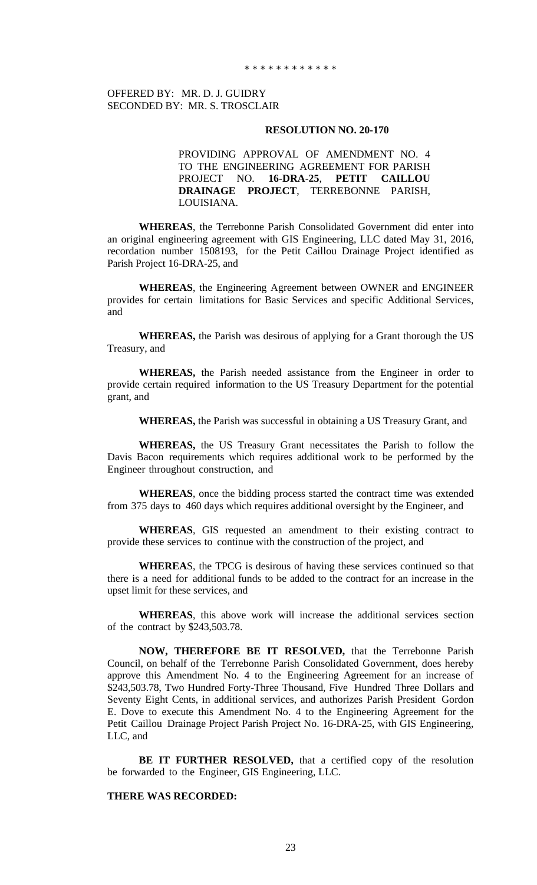\* \* \* \* \* \* \* \* \* \* \* \*

OFFERED BY: MR. D. J. GUIDRY
SECONDED BY: MR. S. TROSCLAIR

**RESOLUTION NO. 20-170**

PROVIDING APPROVAL OF AMENDMENT NO. 4 TO THE ENGINEERING AGREEMENT FOR PARISH PROJECT NO. **16-DRA-25**, **PETIT CAILLOU DRAINAGE PROJECT**, TERREBONNE PARISH, LOUISIANA.

**WHEREAS**, the Terrebonne Parish Consolidated Government did enter into an original engineering agreement with GIS Engineering, LLC dated May 31, 2016, recordation number 1508193, for the Petit Caillou Drainage Project identified as Parish Project 16-DRA-25, and

**WHEREAS**, the Engineering Agreement between OWNER and ENGINEER provides for certain limitations for Basic Services and specific Additional Services, and

**WHEREAS,** the Parish was desirous of applying for a Grant thorough the US Treasury, and

**WHEREAS,** the Parish needed assistance from the Engineer in order to provide certain required information to the US Treasury Department for the potential grant, and

**WHEREAS,** the Parish was successful in obtaining a US Treasury Grant, and

**WHEREAS,** the US Treasury Grant necessitates the Parish to follow the Davis Bacon requirements which requires additional work to be performed by the Engineer throughout construction, and

**WHEREAS**, once the bidding process started the contract time was extended from 375 days to 460 days which requires additional oversight by the Engineer, and

**WHEREAS**, GIS requested an amendment to their existing contract to provide these services to continue with the construction of the project, and

**WHEREA**S, the TPCG is desirous of having these services continued so that there is a need for additional funds to be added to the contract for an increase in the upset limit for these services, and

**WHEREAS**, this above work will increase the additional services section of the contract by $243,503.78.

**NOW, THEREFORE BE IT RESOLVED,** that the Terrebonne Parish Council, on behalf of the Terrebonne Parish Consolidated Government, does hereby approve this Amendment No. 4 to the Engineering Agreement for an increase of $243,503.78, Two Hundred Forty-Three Thousand, Five Hundred Three Dollars and Seventy Eight Cents, in additional services, and authorizes Parish President Gordon E. Dove to execute this Amendment No. 4 to the Engineering Agreement for the Petit Caillou Drainage Project Parish Project No. 16-DRA-25, with GIS Engineering, LLC, and

**BE IT FURTHER RESOLVED,** that a certified copy of the resolution be forwarded to the Engineer, GIS Engineering, LLC.

**THERE WAS RECORDED:**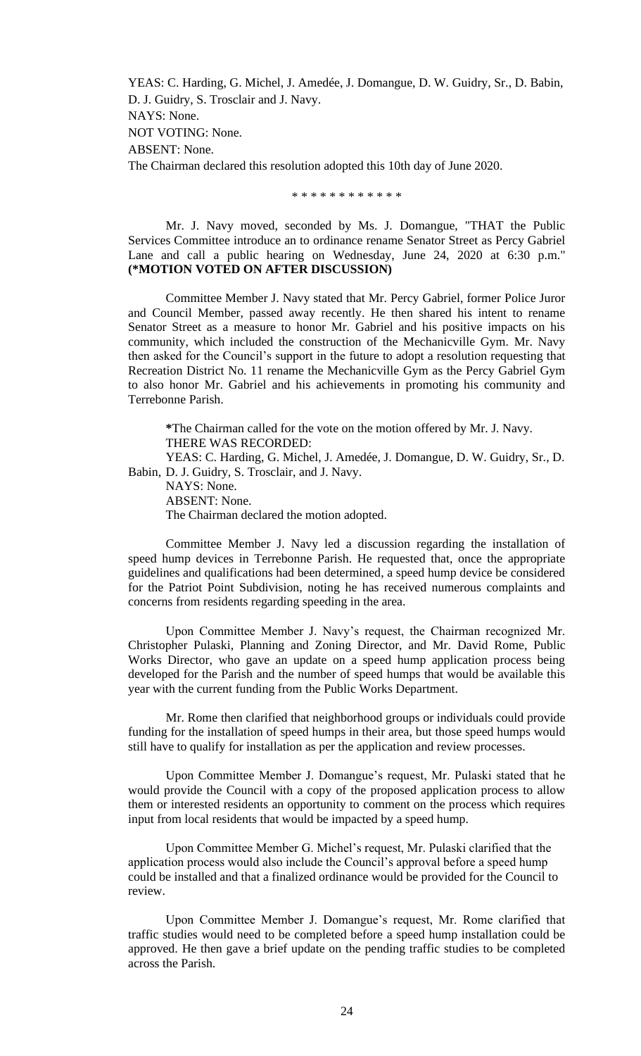YEAS: C. Harding, G. Michel, J. Amedée, J. Domangue, D. W. Guidry, Sr., D. Babin, D. J. Guidry, S. Trosclair and J. Navy.
NAYS: None.
NOT VOTING: None.
ABSENT: None.
The Chairman declared this resolution adopted this 10th day of June 2020.

\* \* \* \* \* \* \* \* \* \* \* \*

Mr. J. Navy moved, seconded by Ms. J. Domangue, "THAT the Public Services Committee introduce an to ordinance rename Senator Street as Percy Gabriel Lane and call a public hearing on Wednesday, June 24, 2020 at 6:30 p.m." **(*MOTION VOTED ON AFTER DISCUSSION)**

Committee Member J. Navy stated that Mr. Percy Gabriel, former Police Juror and Council Member, passed away recently. He then shared his intent to rename Senator Street as a measure to honor Mr. Gabriel and his positive impacts on his community, which included the construction of the Mechanicville Gym. Mr. Navy then asked for the Council's support in the future to adopt a resolution requesting that Recreation District No. 11 rename the Mechanicville Gym as the Percy Gabriel Gym to also honor Mr. Gabriel and his achievements in promoting his community and Terrebonne Parish.

**\***The Chairman called for the vote on the motion offered by Mr. J. Navy.
THERE WAS RECORDED:
YEAS: C. Harding, G. Michel, J. Amedée, J. Domangue, D. W. Guidry, Sr., D. Babin, D. J. Guidry, S. Trosclair, and J. Navy.
NAYS: None.
ABSENT: None.
The Chairman declared the motion adopted.

Committee Member J. Navy led a discussion regarding the installation of speed hump devices in Terrebonne Parish. He requested that, once the appropriate guidelines and qualifications had been determined, a speed hump device be considered for the Patriot Point Subdivision, noting he has received numerous complaints and concerns from residents regarding speeding in the area.

Upon Committee Member J. Navy's request, the Chairman recognized Mr. Christopher Pulaski, Planning and Zoning Director, and Mr. David Rome, Public Works Director, who gave an update on a speed hump application process being developed for the Parish and the number of speed humps that would be available this year with the current funding from the Public Works Department.

Mr. Rome then clarified that neighborhood groups or individuals could provide funding for the installation of speed humps in their area, but those speed humps would still have to qualify for installation as per the application and review processes.

Upon Committee Member J. Domangue's request, Mr. Pulaski stated that he would provide the Council with a copy of the proposed application process to allow them or interested residents an opportunity to comment on the process which requires input from local residents that would be impacted by a speed hump.

Upon Committee Member G. Michel's request, Mr. Pulaski clarified that the application process would also include the Council's approval before a speed hump could be installed and that a finalized ordinance would be provided for the Council to review.

Upon Committee Member J. Domangue's request, Mr. Rome clarified that traffic studies would need to be completed before a speed hump installation could be approved. He then gave a brief update on the pending traffic studies to be completed across the Parish.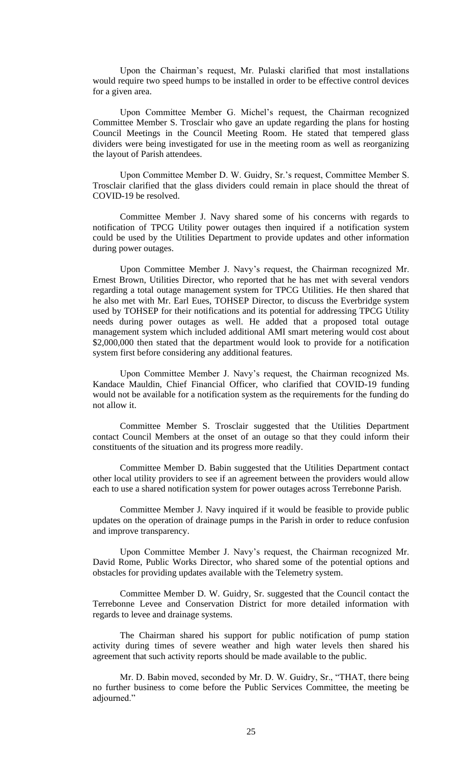Upon the Chairman's request, Mr. Pulaski clarified that most installations would require two speed humps to be installed in order to be effective control devices for a given area.

Upon Committee Member G. Michel's request, the Chairman recognized Committee Member S. Trosclair who gave an update regarding the plans for hosting Council Meetings in the Council Meeting Room. He stated that tempered glass dividers were being investigated for use in the meeting room as well as reorganizing the layout of Parish attendees.

Upon Committee Member D. W. Guidry, Sr.'s request, Committee Member S. Trosclair clarified that the glass dividers could remain in place should the threat of COVID-19 be resolved.

Committee Member J. Navy shared some of his concerns with regards to notification of TPCG Utility power outages then inquired if a notification system could be used by the Utilities Department to provide updates and other information during power outages.

Upon Committee Member J. Navy's request, the Chairman recognized Mr. Ernest Brown, Utilities Director, who reported that he has met with several vendors regarding a total outage management system for TPCG Utilities. He then shared that he also met with Mr. Earl Eues, TOHSEP Director, to discuss the Everbridge system used by TOHSEP for their notifications and its potential for addressing TPCG Utility needs during power outages as well. He added that a proposed total outage management system which included additional AMI smart metering would cost about $2,000,000 then stated that the department would look to provide for a notification system first before considering any additional features.

Upon Committee Member J. Navy's request, the Chairman recognized Ms. Kandace Mauldin, Chief Financial Officer, who clarified that COVID-19 funding would not be available for a notification system as the requirements for the funding do not allow it.

Committee Member S. Trosclair suggested that the Utilities Department contact Council Members at the onset of an outage so that they could inform their constituents of the situation and its progress more readily.

Committee Member D. Babin suggested that the Utilities Department contact other local utility providers to see if an agreement between the providers would allow each to use a shared notification system for power outages across Terrebonne Parish.

Committee Member J. Navy inquired if it would be feasible to provide public updates on the operation of drainage pumps in the Parish in order to reduce confusion and improve transparency.

Upon Committee Member J. Navy's request, the Chairman recognized Mr. David Rome, Public Works Director, who shared some of the potential options and obstacles for providing updates available with the Telemetry system.

Committee Member D. W. Guidry, Sr. suggested that the Council contact the Terrebonne Levee and Conservation District for more detailed information with regards to levee and drainage systems.

The Chairman shared his support for public notification of pump station activity during times of severe weather and high water levels then shared his agreement that such activity reports should be made available to the public.

Mr. D. Babin moved, seconded by Mr. D. W. Guidry, Sr., "THAT, there being no further business to come before the Public Services Committee, the meeting be adjourned."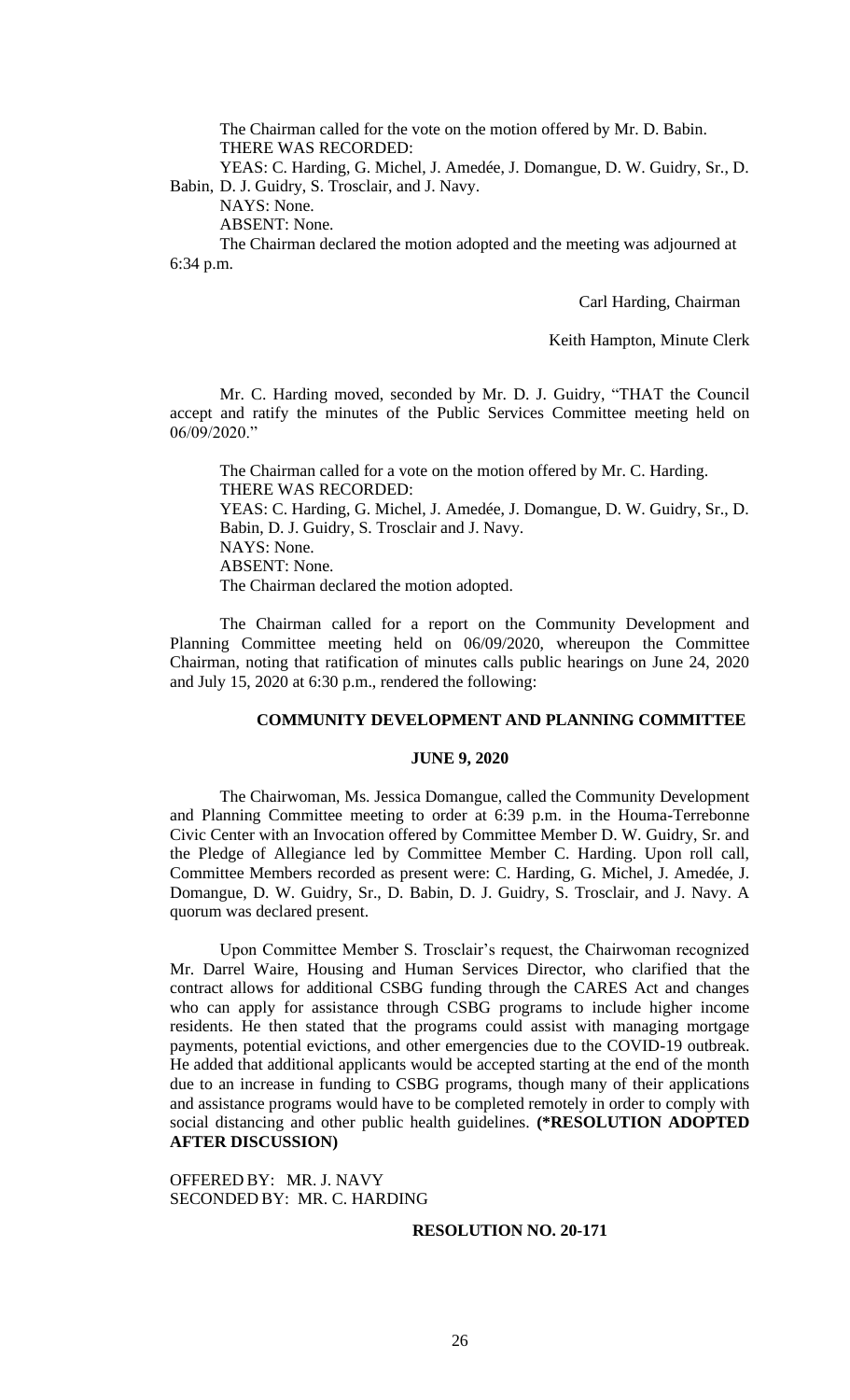The Chairman called for the vote on the motion offered by Mr. D. Babin.
THERE WAS RECORDED:

YEAS: C. Harding, G. Michel, J. Amedée, J. Domangue, D. W. Guidry, Sr., D. Babin, D. J. Guidry, S. Trosclair, and J. Navy.

NAYS: None.

ABSENT: None.

The Chairman declared the motion adopted and the meeting was adjourned at 6:34 p.m.

Carl Harding, Chairman

Keith Hampton, Minute Clerk

Mr. C. Harding moved, seconded by Mr. D. J. Guidry, "THAT the Council accept and ratify the minutes of the Public Services Committee meeting held on 06/09/2020."

The Chairman called for a vote on the motion offered by Mr. C. Harding.
THERE WAS RECORDED:
YEAS: C. Harding, G. Michel, J. Amedée, J. Domangue, D. W. Guidry, Sr., D. Babin, D. J. Guidry, S. Trosclair and J. Navy.
NAYS: None.
ABSENT: None.
The Chairman declared the motion adopted.

The Chairman called for a report on the Community Development and Planning Committee meeting held on 06/09/2020, whereupon the Committee Chairman, noting that ratification of minutes calls public hearings on June 24, 2020 and July 15, 2020 at 6:30 p.m., rendered the following:

## COMMUNITY DEVELOPMENT AND PLANNING COMMITTEE

### JUNE 9, 2020

The Chairwoman, Ms. Jessica Domangue, called the Community Development and Planning Committee meeting to order at 6:39 p.m. in the Houma-Terrebonne Civic Center with an Invocation offered by Committee Member D. W. Guidry, Sr. and the Pledge of Allegiance led by Committee Member C. Harding. Upon roll call, Committee Members recorded as present were: C. Harding, G. Michel, J. Amedée, J. Domangue, D. W. Guidry, Sr., D. Babin, D. J. Guidry, S. Trosclair, and J. Navy. A quorum was declared present.

Upon Committee Member S. Trosclair's request, the Chairwoman recognized Mr. Darrel Waire, Housing and Human Services Director, who clarified that the contract allows for additional CSBG funding through the CARES Act and changes who can apply for assistance through CSBG programs to include higher income residents. He then stated that the programs could assist with managing mortgage payments, potential evictions, and other emergencies due to the COVID-19 outbreak. He added that additional applicants would be accepted starting at the end of the month due to an increase in funding to CSBG programs, though many of their applications and assistance programs would have to be completed remotely in order to comply with social distancing and other public health guidelines. **(*RESOLUTION ADOPTED AFTER DISCUSSION)**

OFFERED BY: MR. J. NAVY
SECONDED BY: MR. C. HARDING

**RESOLUTION NO. 20-171**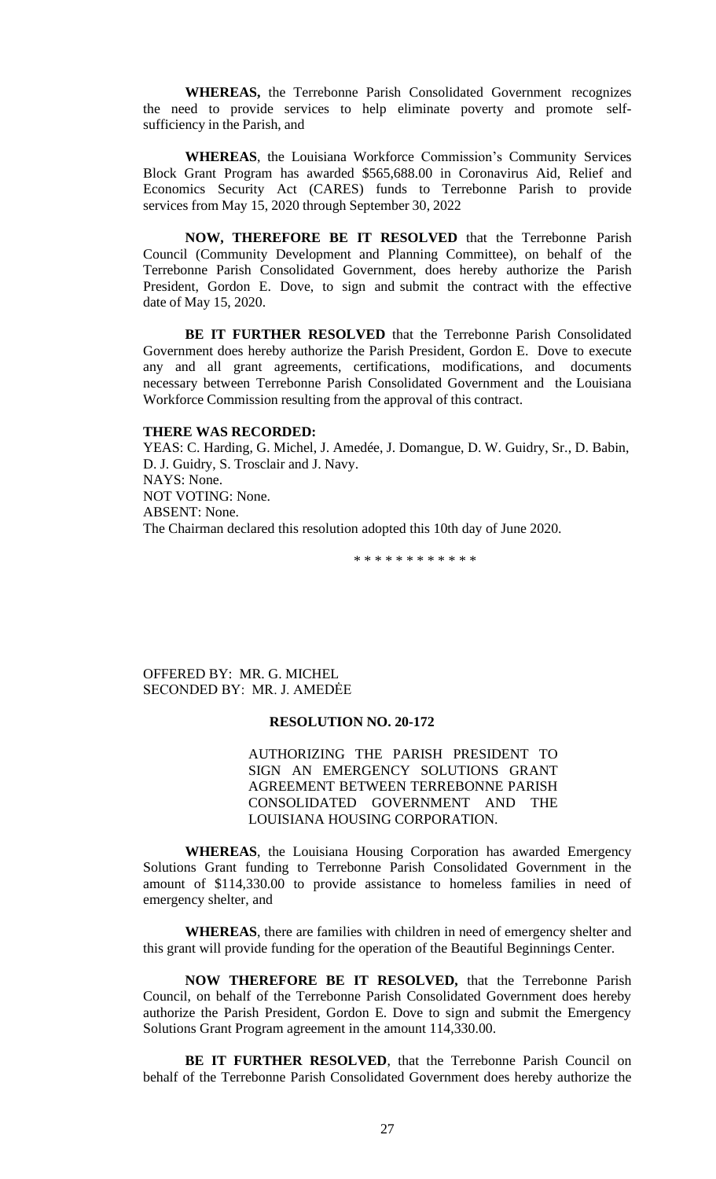**WHEREAS,** the Terrebonne Parish Consolidated Government recognizes the need to provide services to help eliminate poverty and promote self-sufficiency in the Parish, and

**WHEREAS**, the Louisiana Workforce Commission's Community Services Block Grant Program has awarded $565,688.00 in Coronavirus Aid, Relief and Economics Security Act (CARES) funds to Terrebonne Parish to provide services from May 15, 2020 through September 30, 2022

**NOW, THEREFORE BE IT RESOLVED** that the Terrebonne Parish Council (Community Development and Planning Committee), on behalf of the Terrebonne Parish Consolidated Government, does hereby authorize the Parish President, Gordon E. Dove, to sign and submit the contract with the effective date of May 15, 2020.

**BE IT FURTHER RESOLVED** that the Terrebonne Parish Consolidated Government does hereby authorize the Parish President, Gordon E. Dove to execute any and all grant agreements, certifications, modifications, and documents necessary between Terrebonne Parish Consolidated Government and the Louisiana Workforce Commission resulting from the approval of this contract.

**THERE WAS RECORDED:**

YEAS: C. Harding, G. Michel, J. Amedée, J. Domangue, D. W. Guidry, Sr., D. Babin, D. J. Guidry, S. Trosclair and J. Navy.
NAYS: None.
NOT VOTING: None.
ABSENT: None.
The Chairman declared this resolution adopted this 10th day of June 2020.

\* \* \* \* \* \* \* \* \* \* \* \*

OFFERED BY: MR. G. MICHEL
SECONDED BY: MR. J. AMEDĖE

**RESOLUTION NO. 20-172**

AUTHORIZING THE PARISH PRESIDENT TO SIGN AN EMERGENCY SOLUTIONS GRANT AGREEMENT BETWEEN TERREBONNE PARISH CONSOLIDATED GOVERNMENT AND THE LOUISIANA HOUSING CORPORATION.

**WHEREAS**, the Louisiana Housing Corporation has awarded Emergency Solutions Grant funding to Terrebonne Parish Consolidated Government in the amount of $114,330.00 to provide assistance to homeless families in need of emergency shelter, and

**WHEREAS**, there are families with children in need of emergency shelter and this grant will provide funding for the operation of the Beautiful Beginnings Center.

**NOW THEREFORE BE IT RESOLVED,** that the Terrebonne Parish Council, on behalf of the Terrebonne Parish Consolidated Government does hereby authorize the Parish President, Gordon E. Dove to sign and submit the Emergency Solutions Grant Program agreement in the amount 114,330.00.

**BE IT FURTHER RESOLVED**, that the Terrebonne Parish Council on behalf of the Terrebonne Parish Consolidated Government does hereby authorize the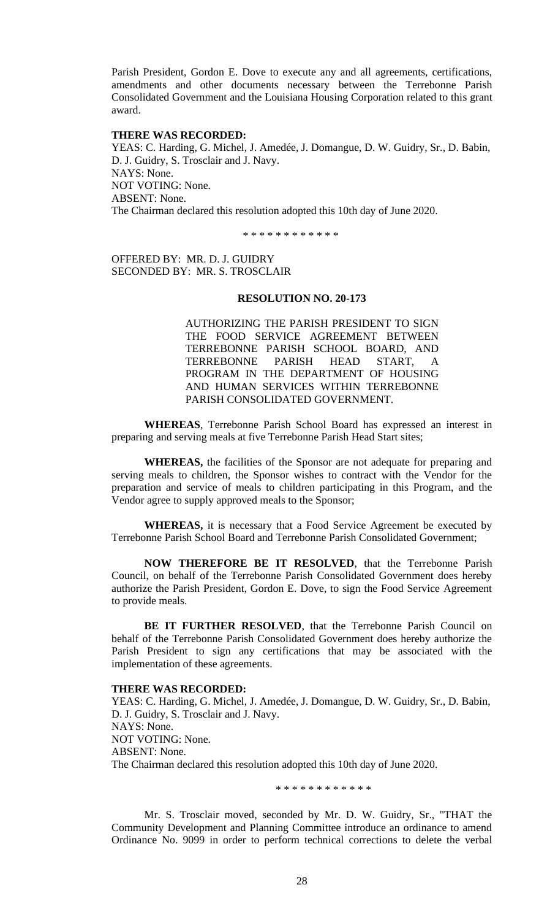Parish President, Gordon E. Dove to execute any and all agreements, certifications, amendments and other documents necessary between the Terrebonne Parish Consolidated Government and the Louisiana Housing Corporation related to this grant award.

**THERE WAS RECORDED:**

YEAS: C. Harding, G. Michel, J. Amedée, J. Domangue, D. W. Guidry, Sr., D. Babin, D. J. Guidry, S. Trosclair and J. Navy.
NAYS: None.
NOT VOTING: None.
ABSENT: None.
The Chairman declared this resolution adopted this 10th day of June 2020.

\* \* \* \* \* \* \* \* \* \* \* \*

OFFERED BY: MR. D. J. GUIDRY
SECONDED BY: MR. S. TROSCLAIR

**RESOLUTION NO. 20-173**

AUTHORIZING THE PARISH PRESIDENT TO SIGN THE FOOD SERVICE AGREEMENT BETWEEN TERREBONNE PARISH SCHOOL BOARD, AND TERREBONNE PARISH HEAD START, A PROGRAM IN THE DEPARTMENT OF HOUSING AND HUMAN SERVICES WITHIN TERREBONNE PARISH CONSOLIDATED GOVERNMENT.

**WHEREAS**, Terrebonne Parish School Board has expressed an interest in preparing and serving meals at five Terrebonne Parish Head Start sites;

**WHEREAS,** the facilities of the Sponsor are not adequate for preparing and serving meals to children, the Sponsor wishes to contract with the Vendor for the preparation and service of meals to children participating in this Program, and the Vendor agree to supply approved meals to the Sponsor;

**WHEREAS,** it is necessary that a Food Service Agreement be executed by Terrebonne Parish School Board and Terrebonne Parish Consolidated Government;

**NOW THEREFORE BE IT RESOLVED**, that the Terrebonne Parish Council, on behalf of the Terrebonne Parish Consolidated Government does hereby authorize the Parish President, Gordon E. Dove, to sign the Food Service Agreement to provide meals.

**BE IT FURTHER RESOLVED**, that the Terrebonne Parish Council on behalf of the Terrebonne Parish Consolidated Government does hereby authorize the Parish President to sign any certifications that may be associated with the implementation of these agreements.

**THERE WAS RECORDED:**

YEAS: C. Harding, G. Michel, J. Amedée, J. Domangue, D. W. Guidry, Sr., D. Babin, D. J. Guidry, S. Trosclair and J. Navy.
NAYS: None.
NOT VOTING: None.
ABSENT: None.
The Chairman declared this resolution adopted this 10th day of June 2020.

\* \* \* \* \* \* \* \* \* \* \* \*

Mr. S. Trosclair moved, seconded by Mr. D. W. Guidry, Sr., "THAT the Community Development and Planning Committee introduce an ordinance to amend Ordinance No. 9099 in order to perform technical corrections to delete the verbal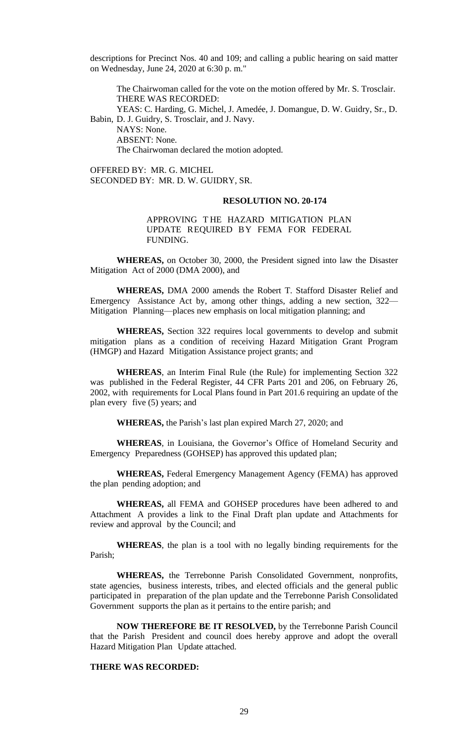descriptions for Precinct Nos. 40 and 109; and calling a public hearing on said matter on Wednesday, June 24, 2020 at 6:30 p. m."

The Chairwoman called for the vote on the motion offered by Mr. S. Trosclair.
THERE WAS RECORDED:
YEAS: C. Harding, G. Michel, J. Amedée, J. Domangue, D. W. Guidry, Sr., D. Babin, D. J. Guidry, S. Trosclair, and J. Navy.
NAYS: None.
ABSENT: None.
The Chairwoman declared the motion adopted.

OFFERED BY: MR. G. MICHEL
SECONDED BY: MR. D. W. GUIDRY, SR.

**RESOLUTION NO. 20-174**

APPROVING THE HAZARD MITIGATION PLAN UPDATE REQUIRED BY FEMA FOR FEDERAL FUNDING.

**WHEREAS,** on October 30, 2000, the President signed into law the Disaster Mitigation Act of 2000 (DMA 2000), and

**WHEREAS,** DMA 2000 amends the Robert T. Stafford Disaster Relief and Emergency Assistance Act by, among other things, adding a new section, 322—Mitigation Planning—places new emphasis on local mitigation planning; and

**WHEREAS,** Section 322 requires local governments to develop and submit mitigation plans as a condition of receiving Hazard Mitigation Grant Program (HMGP) and Hazard Mitigation Assistance project grants; and

**WHEREAS**, an Interim Final Rule (the Rule) for implementing Section 322 was published in the Federal Register, 44 CFR Parts 201 and 206, on February 26, 2002, with requirements for Local Plans found in Part 201.6 requiring an update of the plan every five (5) years; and

**WHEREAS,** the Parish's last plan expired March 27, 2020; and

**WHEREAS**, in Louisiana, the Governor's Office of Homeland Security and Emergency Preparedness (GOHSEP) has approved this updated plan;

**WHEREAS,** Federal Emergency Management Agency (FEMA) has approved the plan pending adoption; and

**WHEREAS,** all FEMA and GOHSEP procedures have been adhered to and Attachment A provides a link to the Final Draft plan update and Attachments for review and approval by the Council; and

**WHEREAS**, the plan is a tool with no legally binding requirements for the Parish;

**WHEREAS,** the Terrebonne Parish Consolidated Government, nonprofits, state agencies, business interests, tribes, and elected officials and the general public participated in preparation of the plan update and the Terrebonne Parish Consolidated Government supports the plan as it pertains to the entire parish; and

**NOW THEREFORE BE IT RESOLVED,** by the Terrebonne Parish Council that the Parish President and council does hereby approve and adopt the overall Hazard Mitigation Plan Update attached.

**THERE WAS RECORDED:**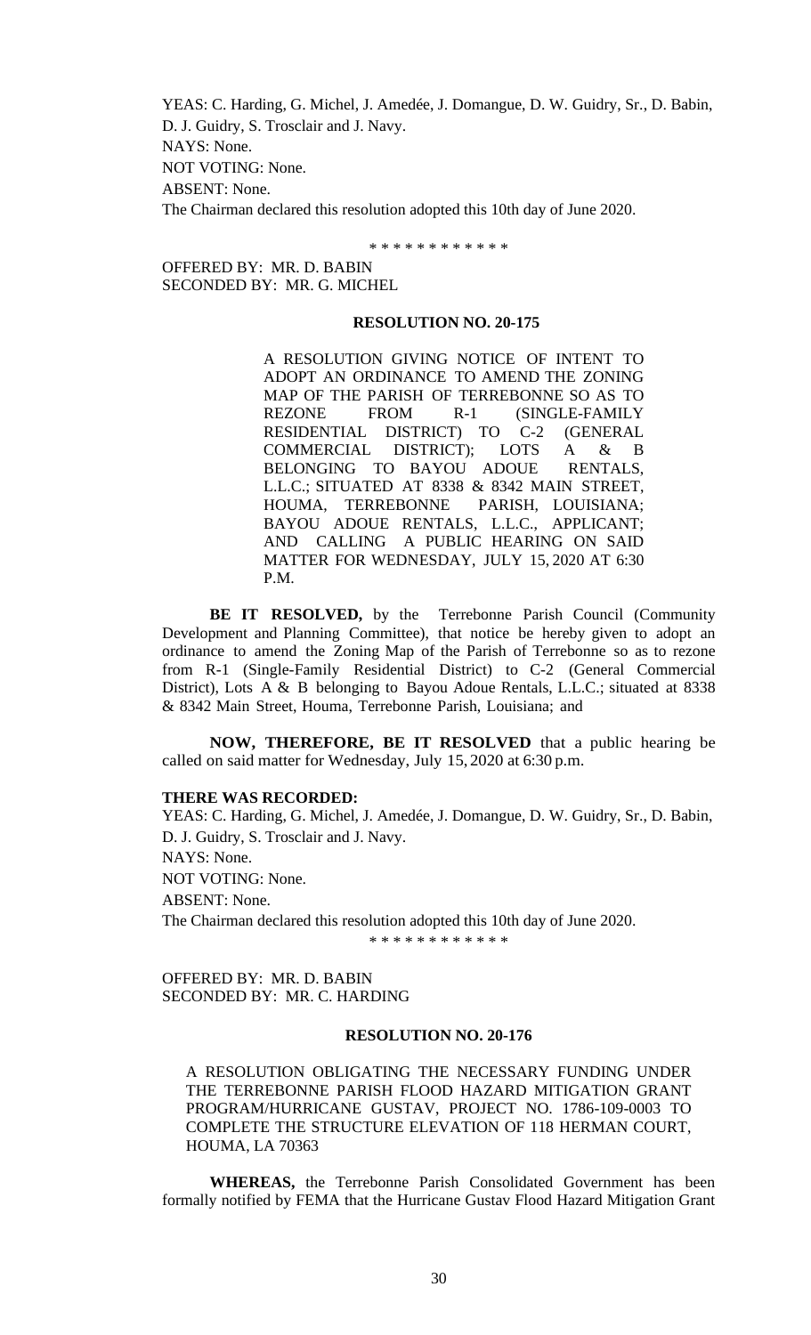YEAS: C. Harding, G. Michel, J. Amedée, J. Domangue, D. W. Guidry, Sr., D. Babin, D. J. Guidry, S. Trosclair and J. Navy.
NAYS: None.
NOT VOTING: None.
ABSENT: None.
The Chairman declared this resolution adopted this 10th day of June 2020.

\* \* \* \* \* \* \* \* \* \* \* \*

OFFERED BY: MR. D. BABIN
SECONDED BY: MR. G. MICHEL

**RESOLUTION NO. 20-175**

A RESOLUTION GIVING NOTICE OF INTENT TO ADOPT AN ORDINANCE TO AMEND THE ZONING MAP OF THE PARISH OF TERREBONNE SO AS TO REZONE FROM R-1 (SINGLE-FAMILY RESIDENTIAL DISTRICT) TO C-2 (GENERAL COMMERCIAL DISTRICT); LOTS A & B BELONGING TO BAYOU ADOUE RENTALS, L.L.C.; SITUATED AT 8338 & 8342 MAIN STREET, HOUMA, TERREBONNE PARISH, LOUISIANA; BAYOU ADOUE RENTALS, L.L.C., APPLICANT; AND CALLING A PUBLIC HEARING ON SAID MATTER FOR WEDNESDAY, JULY 15, 2020 AT 6:30 P.M.

**BE IT RESOLVED,** by the Terrebonne Parish Council (Community Development and Planning Committee), that notice be hereby given to adopt an ordinance to amend the Zoning Map of the Parish of Terrebonne so as to rezone from R-1 (Single-Family Residential District) to C-2 (General Commercial District), Lots A & B belonging to Bayou Adoue Rentals, L.L.C.; situated at 8338 & 8342 Main Street, Houma, Terrebonne Parish, Louisiana; and

**NOW, THEREFORE, BE IT RESOLVED** that a public hearing be called on said matter for Wednesday, July 15, 2020 at 6:30 p.m.

**THERE WAS RECORDED:**
YEAS: C. Harding, G. Michel, J. Amedée, J. Domangue, D. W. Guidry, Sr., D. Babin, D. J. Guidry, S. Trosclair and J. Navy.
NAYS: None.
NOT VOTING: None.
ABSENT: None.
The Chairman declared this resolution adopted this 10th day of June 2020.

\* \* \* \* \* \* \* \* \* \* \* \*

OFFERED BY: MR. D. BABIN
SECONDED BY: MR. C. HARDING

**RESOLUTION NO. 20-176**

A RESOLUTION OBLIGATING THE NECESSARY FUNDING UNDER THE TERREBONNE PARISH FLOOD HAZARD MITIGATION GRANT PROGRAM/HURRICANE GUSTAV, PROJECT NO. 1786-109-0003 TO COMPLETE THE STRUCTURE ELEVATION OF 118 HERMAN COURT, HOUMA, LA 70363

**WHEREAS,** the Terrebonne Parish Consolidated Government has been formally notified by FEMA that the Hurricane Gustav Flood Hazard Mitigation Grant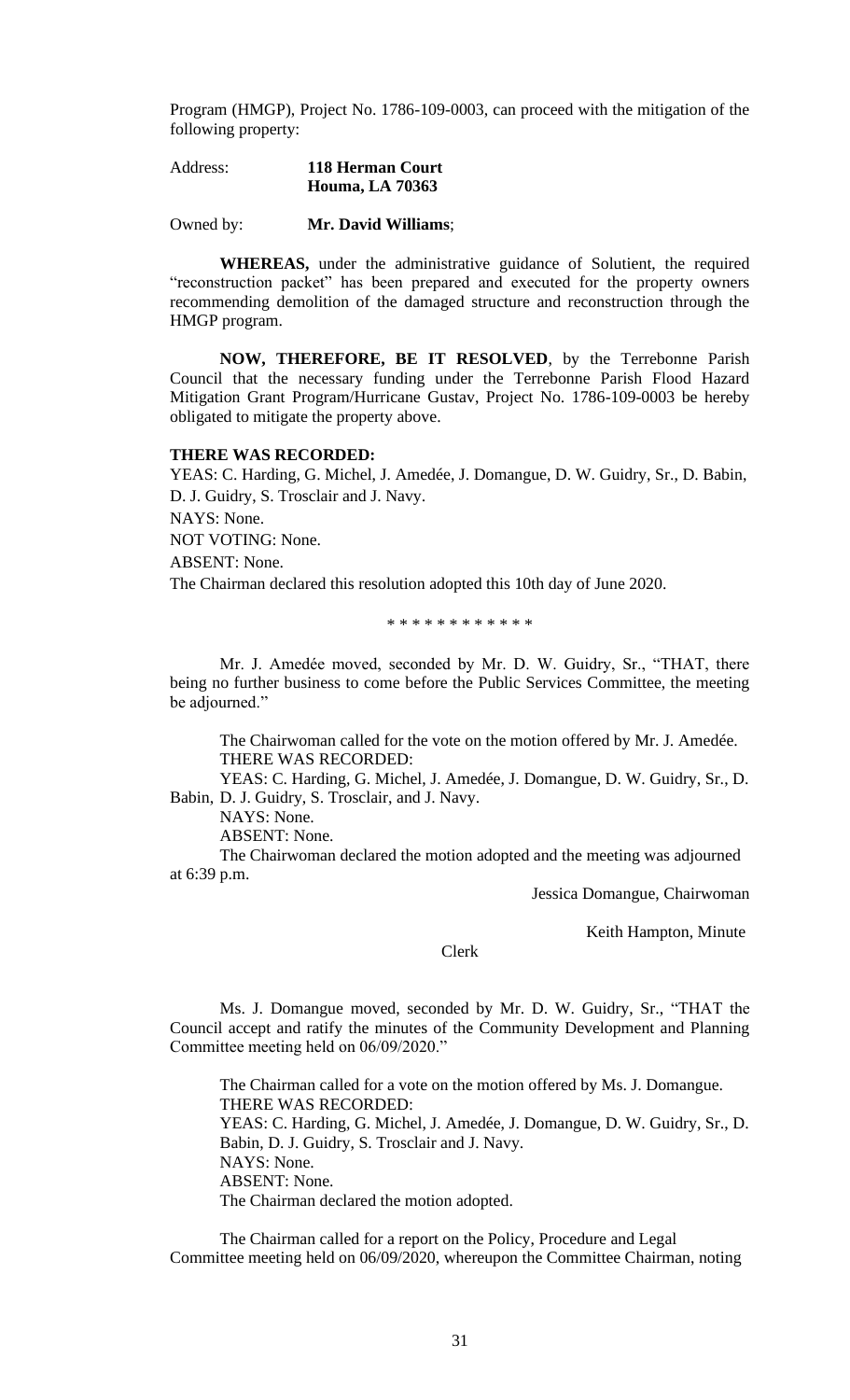Program (HMGP), Project No. 1786-109-0003, can proceed with the mitigation of the following property:

Address: **118 Herman Court**
**Houma, LA 70363**

Owned by: **Mr. David Williams**;

**WHEREAS,** under the administrative guidance of Solutient, the required "reconstruction packet" has been prepared and executed for the property owners recommending demolition of the damaged structure and reconstruction through the HMGP program.

**NOW, THEREFORE, BE IT RESOLVED**, by the Terrebonne Parish Council that the necessary funding under the Terrebonne Parish Flood Hazard Mitigation Grant Program/Hurricane Gustav, Project No. 1786-109-0003 be hereby obligated to mitigate the property above.

**THERE WAS RECORDED:**

YEAS: C. Harding, G. Michel, J. Amedée, J. Domangue, D. W. Guidry, Sr., D. Babin, D. J. Guidry, S. Trosclair and J. Navy.

NAYS: None.

NOT VOTING: None.

ABSENT: None.

The Chairman declared this resolution adopted this 10th day of June 2020.

\* \* \* \* \* \* \* \* \* \* \* \*

Mr. J. Amedée moved, seconded by Mr. D. W. Guidry, Sr., "THAT, there being no further business to come before the Public Services Committee, the meeting be adjourned."

The Chairwoman called for the vote on the motion offered by Mr. J. Amedée.
THERE WAS RECORDED:

YEAS: C. Harding, G. Michel, J. Amedée, J. Domangue, D. W. Guidry, Sr., D. Babin, D. J. Guidry, S. Trosclair, and J. Navy.

NAYS: None.

ABSENT: None.

The Chairwoman declared the motion adopted and the meeting was adjourned at 6:39 p.m.

Jessica Domangue, Chairwoman

Keith Hampton, Minute Clerk

Ms. J. Domangue moved, seconded by Mr. D. W. Guidry, Sr., "THAT the Council accept and ratify the minutes of the Community Development and Planning Committee meeting held on 06/09/2020."

The Chairman called for a vote on the motion offered by Ms. J. Domangue.
THERE WAS RECORDED:
YEAS: C. Harding, G. Michel, J. Amedée, J. Domangue, D. W. Guidry, Sr., D. Babin, D. J. Guidry, S. Trosclair and J. Navy.
NAYS: None.
ABSENT: None.
The Chairman declared the motion adopted.

The Chairman called for a report on the Policy, Procedure and Legal Committee meeting held on 06/09/2020, whereupon the Committee Chairman, noting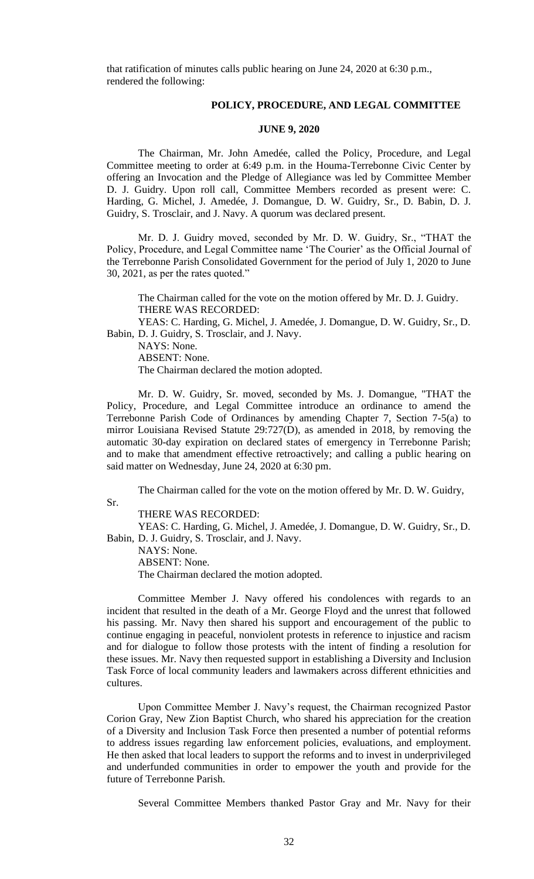that ratification of minutes calls public hearing on June 24, 2020 at 6:30 p.m., rendered the following:

## POLICY, PROCEDURE, AND LEGAL COMMITTEE

### JUNE 9, 2020

The Chairman, Mr. John Amedée, called the Policy, Procedure, and Legal Committee meeting to order at 6:49 p.m. in the Houma-Terrebonne Civic Center by offering an Invocation and the Pledge of Allegiance was led by Committee Member D. J. Guidry. Upon roll call, Committee Members recorded as present were: C. Harding, G. Michel, J. Amedée, J. Domangue, D. W. Guidry, Sr., D. Babin, D. J. Guidry, S. Trosclair, and J. Navy. A quorum was declared present.

Mr. D. J. Guidry moved, seconded by Mr. D. W. Guidry, Sr., "THAT the Policy, Procedure, and Legal Committee name 'The Courier' as the Official Journal of the Terrebonne Parish Consolidated Government for the period of July 1, 2020 to June 30, 2021, as per the rates quoted."

The Chairman called for the vote on the motion offered by Mr. D. J. Guidry.
THERE WAS RECORDED:
YEAS: C. Harding, G. Michel, J. Amedée, J. Domangue, D. W. Guidry, Sr., D. Babin, D. J. Guidry, S. Trosclair, and J. Navy.
NAYS: None.
ABSENT: None.
The Chairman declared the motion adopted.

Mr. D. W. Guidry, Sr. moved, seconded by Ms. J. Domangue, "THAT the Policy, Procedure, and Legal Committee introduce an ordinance to amend the Terrebonne Parish Code of Ordinances by amending Chapter 7, Section 7-5(a) to mirror Louisiana Revised Statute 29:727(D), as amended in 2018, by removing the automatic 30-day expiration on declared states of emergency in Terrebonne Parish; and to make that amendment effective retroactively; and calling a public hearing on said matter on Wednesday, June 24, 2020 at 6:30 pm.

The Chairman called for the vote on the motion offered by Mr. D. W. Guidry, Sr.
THERE WAS RECORDED:
YEAS: C. Harding, G. Michel, J. Amedée, J. Domangue, D. W. Guidry, Sr., D. Babin, D. J. Guidry, S. Trosclair, and J. Navy.
NAYS: None.
ABSENT: None.
The Chairman declared the motion adopted.

Committee Member J. Navy offered his condolences with regards to an incident that resulted in the death of a Mr. George Floyd and the unrest that followed his passing. Mr. Navy then shared his support and encouragement of the public to continue engaging in peaceful, nonviolent protests in reference to injustice and racism and for dialogue to follow those protests with the intent of finding a resolution for these issues. Mr. Navy then requested support in establishing a Diversity and Inclusion Task Force of local community leaders and lawmakers across different ethnicities and cultures.

Upon Committee Member J. Navy's request, the Chairman recognized Pastor Corion Gray, New Zion Baptist Church, who shared his appreciation for the creation of a Diversity and Inclusion Task Force then presented a number of potential reforms to address issues regarding law enforcement policies, evaluations, and employment. He then asked that local leaders to support the reforms and to invest in underprivileged and underfunded communities in order to empower the youth and provide for the future of Terrebonne Parish.

Several Committee Members thanked Pastor Gray and Mr. Navy for their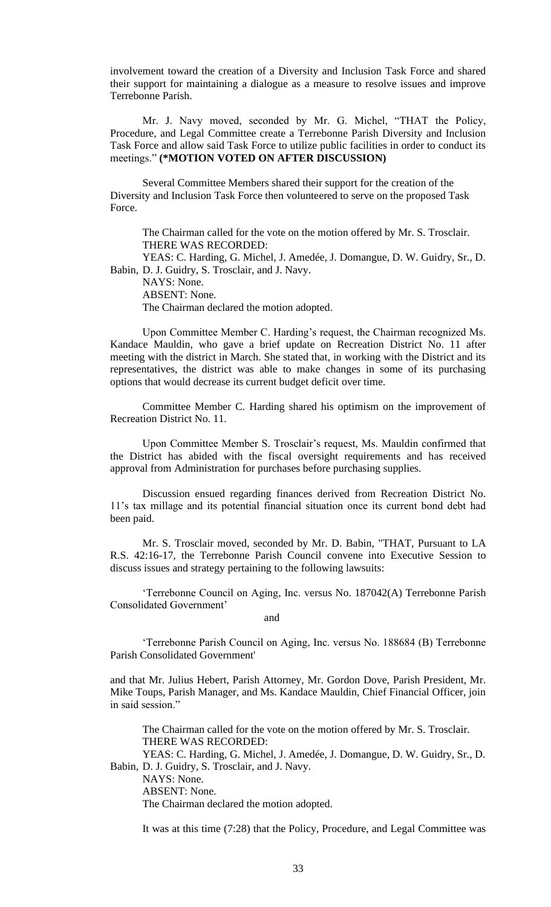involvement toward the creation of a Diversity and Inclusion Task Force and shared their support for maintaining a dialogue as a measure to resolve issues and improve Terrebonne Parish.

Mr. J. Navy moved, seconded by Mr. G. Michel, "THAT the Policy, Procedure, and Legal Committee create a Terrebonne Parish Diversity and Inclusion Task Force and allow said Task Force to utilize public facilities in order to conduct its meetings." **(*MOTION VOTED ON AFTER DISCUSSION)**

Several Committee Members shared their support for the creation of the Diversity and Inclusion Task Force then volunteered to serve on the proposed Task Force.

The Chairman called for the vote on the motion offered by Mr. S. Trosclair.
THERE WAS RECORDED:
YEAS: C. Harding, G. Michel, J. Amedée, J. Domangue, D. W. Guidry, Sr., D. Babin, D. J. Guidry, S. Trosclair, and J. Navy.
NAYS: None.
ABSENT: None.
The Chairman declared the motion adopted.

Upon Committee Member C. Harding's request, the Chairman recognized Ms. Kandace Mauldin, who gave a brief update on Recreation District No. 11 after meeting with the district in March. She stated that, in working with the District and its representatives, the district was able to make changes in some of its purchasing options that would decrease its current budget deficit over time.

Committee Member C. Harding shared his optimism on the improvement of Recreation District No. 11.

Upon Committee Member S. Trosclair's request, Ms. Mauldin confirmed that the District has abided with the fiscal oversight requirements and has received approval from Administration for purchases before purchasing supplies.

Discussion ensued regarding finances derived from Recreation District No. 11's tax millage and its potential financial situation once its current bond debt had been paid.

Mr. S. Trosclair moved, seconded by Mr. D. Babin, "THAT, Pursuant to LA R.S. 42:16-17, the Terrebonne Parish Council convene into Executive Session to discuss issues and strategy pertaining to the following lawsuits:

'Terrebonne Council on Aging, Inc. versus No. 187042(A) Terrebonne Parish Consolidated Government'

and

'Terrebonne Parish Council on Aging, Inc. versus No. 188684 (B) Terrebonne Parish Consolidated Government'

and that Mr. Julius Hebert, Parish Attorney, Mr. Gordon Dove, Parish President, Mr. Mike Toups, Parish Manager, and Ms. Kandace Mauldin, Chief Financial Officer, join in said session."

The Chairman called for the vote on the motion offered by Mr. S. Trosclair.
THERE WAS RECORDED:
YEAS: C. Harding, G. Michel, J. Amedée, J. Domangue, D. W. Guidry, Sr., D. Babin, D. J. Guidry, S. Trosclair, and J. Navy.
NAYS: None.
ABSENT: None.
The Chairman declared the motion adopted.

It was at this time (7:28) that the Policy, Procedure, and Legal Committee was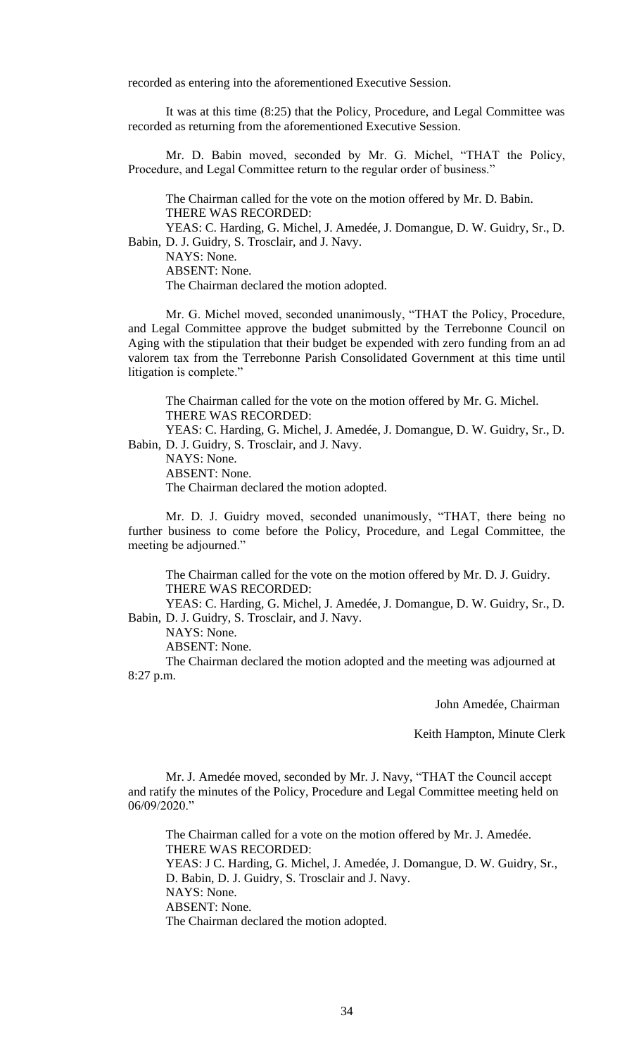recorded as entering into the aforementioned Executive Session.

It was at this time (8:25) that the Policy, Procedure, and Legal Committee was recorded as returning from the aforementioned Executive Session.

Mr. D. Babin moved, seconded by Mr. G. Michel, "THAT the Policy, Procedure, and Legal Committee return to the regular order of business."

The Chairman called for the vote on the motion offered by Mr. D. Babin.
THERE WAS RECORDED:
YEAS: C. Harding, G. Michel, J. Amedée, J. Domangue, D. W. Guidry, Sr., D. Babin, D. J. Guidry, S. Trosclair, and J. Navy.
NAYS: None.
ABSENT: None.
The Chairman declared the motion adopted.

Mr. G. Michel moved, seconded unanimously, "THAT the Policy, Procedure, and Legal Committee approve the budget submitted by the Terrebonne Council on Aging with the stipulation that their budget be expended with zero funding from an ad valorem tax from the Terrebonne Parish Consolidated Government at this time until litigation is complete."

The Chairman called for the vote on the motion offered by Mr. G. Michel.
THERE WAS RECORDED:
YEAS: C. Harding, G. Michel, J. Amedée, J. Domangue, D. W. Guidry, Sr., D. Babin, D. J. Guidry, S. Trosclair, and J. Navy.
NAYS: None.
ABSENT: None.
The Chairman declared the motion adopted.

Mr. D. J. Guidry moved, seconded unanimously, "THAT, there being no further business to come before the Policy, Procedure, and Legal Committee, the meeting be adjourned."

The Chairman called for the vote on the motion offered by Mr. D. J. Guidry.
THERE WAS RECORDED:
YEAS: C. Harding, G. Michel, J. Amedée, J. Domangue, D. W. Guidry, Sr., D. Babin, D. J. Guidry, S. Trosclair, and J. Navy.
NAYS: None.
ABSENT: None.
The Chairman declared the motion adopted and the meeting was adjourned at 8:27 p.m.

John Amedée, Chairman

Keith Hampton, Minute Clerk

Mr. J. Amedée moved, seconded by Mr. J. Navy, "THAT the Council accept and ratify the minutes of the Policy, Procedure and Legal Committee meeting held on 06/09/2020."

The Chairman called for a vote on the motion offered by Mr. J. Amedée.
THERE WAS RECORDED:
YEAS: J C. Harding, G. Michel, J. Amedée, J. Domangue, D. W. Guidry, Sr., D. Babin, D. J. Guidry, S. Trosclair and J. Navy.
NAYS: None.
ABSENT: None.
The Chairman declared the motion adopted.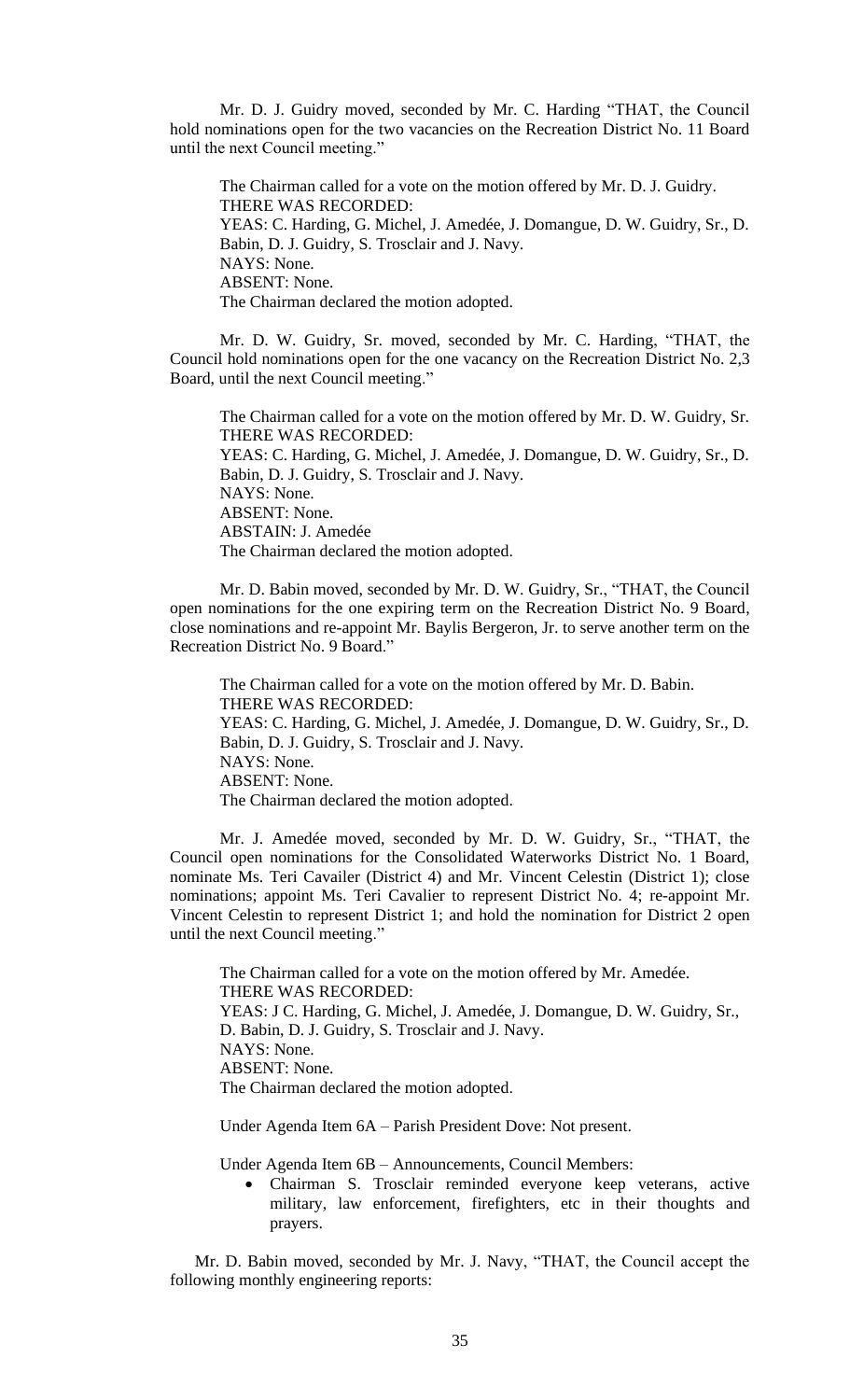Mr. D. J. Guidry moved, seconded by Mr. C. Harding "THAT, the Council hold nominations open for the two vacancies on the Recreation District No. 11 Board until the next Council meeting."

The Chairman called for a vote on the motion offered by Mr. D. J. Guidry.
THERE WAS RECORDED:
YEAS: C. Harding, G. Michel, J. Amedée, J. Domangue, D. W. Guidry, Sr., D. Babin, D. J. Guidry, S. Trosclair and J. Navy.
NAYS: None.
ABSENT: None.
The Chairman declared the motion adopted.

Mr. D. W. Guidry, Sr. moved, seconded by Mr. C. Harding, "THAT, the Council hold nominations open for the one vacancy on the Recreation District No. 2,3 Board, until the next Council meeting."

The Chairman called for a vote on the motion offered by Mr. D. W. Guidry, Sr.
THERE WAS RECORDED:
YEAS: C. Harding, G. Michel, J. Amedée, J. Domangue, D. W. Guidry, Sr., D. Babin, D. J. Guidry, S. Trosclair and J. Navy.
NAYS: None.
ABSENT: None.
ABSTAIN: J. Amedée
The Chairman declared the motion adopted.

Mr. D. Babin moved, seconded by Mr. D. W. Guidry, Sr., "THAT, the Council open nominations for the one expiring term on the Recreation District No. 9 Board, close nominations and re-appoint Mr. Baylis Bergeron, Jr. to serve another term on the Recreation District No. 9 Board."

The Chairman called for a vote on the motion offered by Mr. D. Babin.
THERE WAS RECORDED:
YEAS: C. Harding, G. Michel, J. Amedée, J. Domangue, D. W. Guidry, Sr., D. Babin, D. J. Guidry, S. Trosclair and J. Navy.
NAYS: None.
ABSENT: None.
The Chairman declared the motion adopted.

Mr. J. Amedée moved, seconded by Mr. D. W. Guidry, Sr., "THAT, the Council open nominations for the Consolidated Waterworks District No. 1 Board, nominate Ms. Teri Cavailer (District 4) and Mr. Vincent Celestin (District 1); close nominations; appoint Ms. Teri Cavalier to represent District No. 4; re-appoint Mr. Vincent Celestin to represent District 1; and hold the nomination for District 2 open until the next Council meeting."

The Chairman called for a vote on the motion offered by Mr. Amedée.
THERE WAS RECORDED:
YEAS: J C. Harding, G. Michel, J. Amedée, J. Domangue, D. W. Guidry, Sr., D. Babin, D. J. Guidry, S. Trosclair and J. Navy.
NAYS: None.
ABSENT: None.
The Chairman declared the motion adopted.

Under Agenda Item 6A – Parish President Dove: Not present.

Under Agenda Item 6B – Announcements, Council Members:

- Chairman S. Trosclair reminded everyone keep veterans, active military, law enforcement, firefighters, etc in their thoughts and prayers.

Mr. D. Babin moved, seconded by Mr. J. Navy, "THAT, the Council accept the following monthly engineering reports: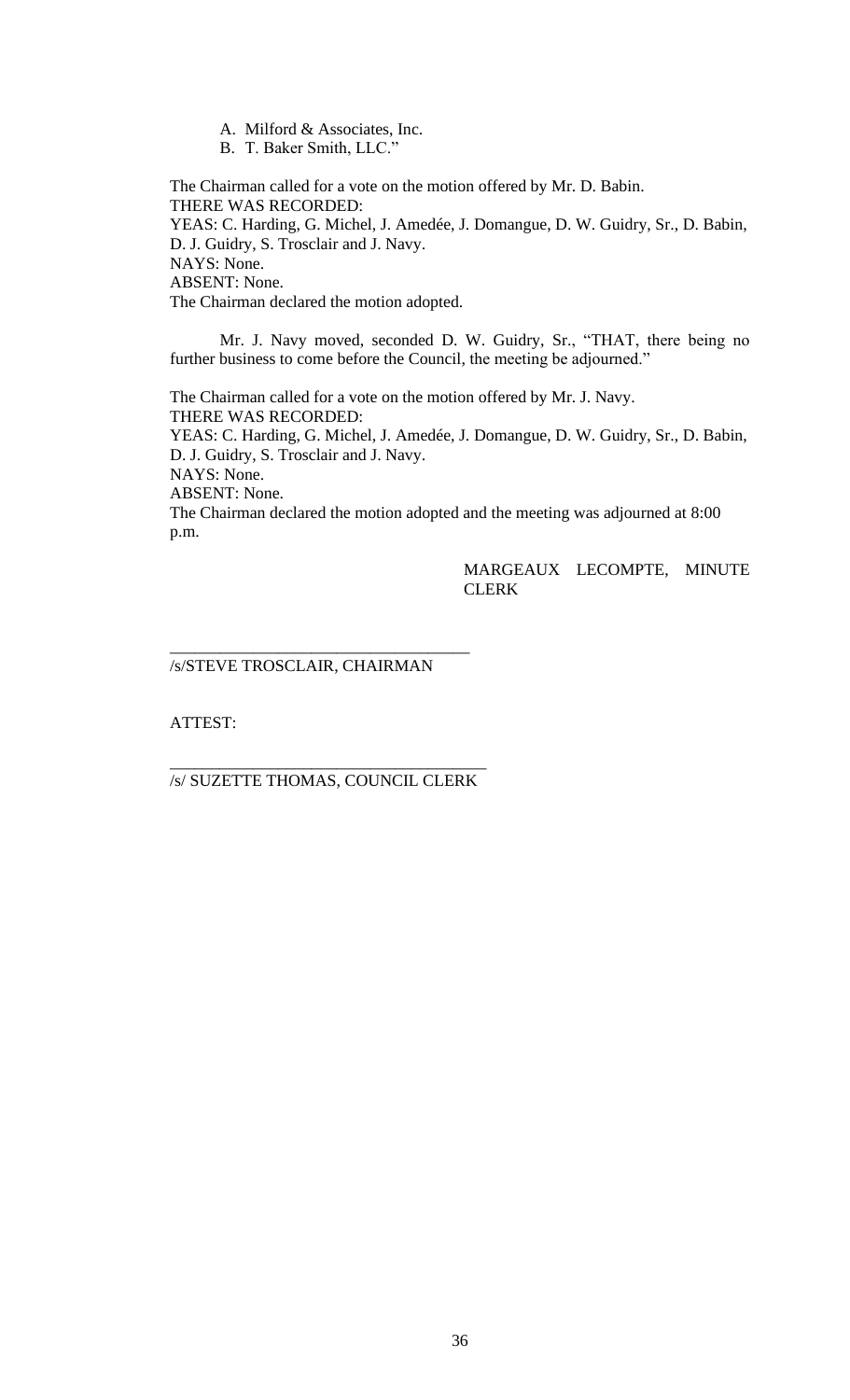A. Milford & Associates, Inc.
B. T. Baker Smith, LLC."

The Chairman called for a vote on the motion offered by Mr. D. Babin.
THERE WAS RECORDED:
YEAS: C. Harding, G. Michel, J. Amedée, J. Domangue, D. W. Guidry, Sr., D. Babin, D. J. Guidry, S. Trosclair and J. Navy.
NAYS: None.
ABSENT: None.
The Chairman declared the motion adopted.

Mr. J. Navy moved, seconded D. W. Guidry, Sr., "THAT, there being no further business to come before the Council, the meeting be adjourned."

The Chairman called for a vote on the motion offered by Mr. J. Navy.
THERE WAS RECORDED:
YEAS: C. Harding, G. Michel, J. Amedée, J. Domangue, D. W. Guidry, Sr., D. Babin, D. J. Guidry, S. Trosclair and J. Navy.
NAYS: None.
ABSENT: None.
The Chairman declared the motion adopted and the meeting was adjourned at 8:00 p.m.

MARGEAUX LECOMPTE, MINUTE CLERK

/s/STEVE TROSCLAIR, CHAIRMAN

ATTEST:

/s/ SUZETTE THOMAS, COUNCIL CLERK